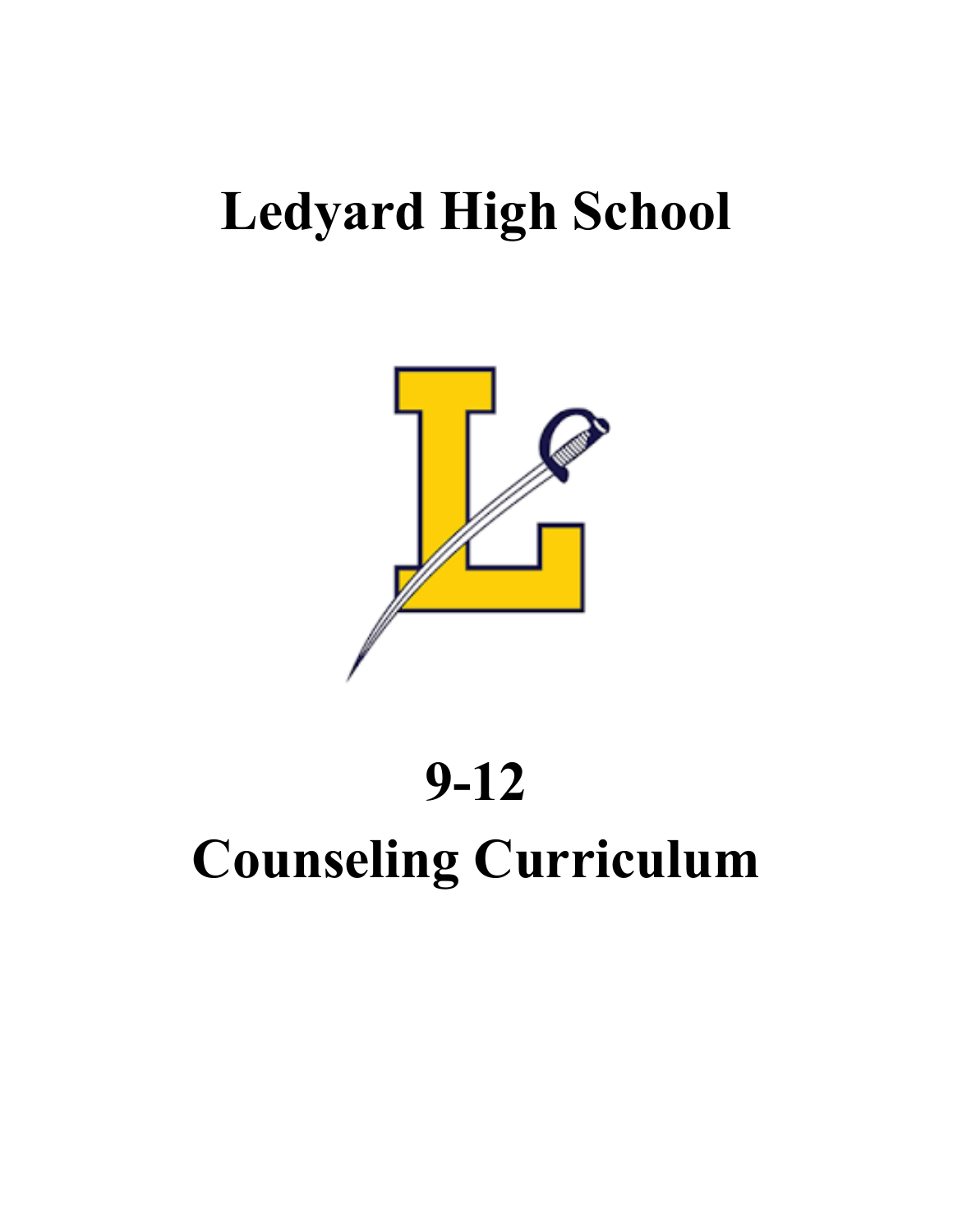# Ledyard High School

# 9-12

# Counseling Curriculum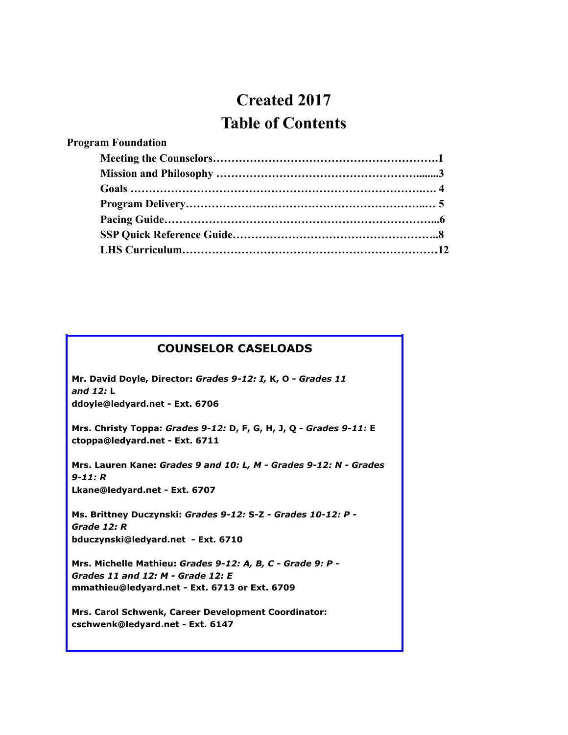# Created 2017
# Table of Contents

**Program Foundation**

- **Meeting the Counselors………………………………………………….1**
- **Mission and Philosophy ……………………………………………........3**
- **Goals ………………………………………………………………….…. 4**
- **Program Delivery……………………………………………………..… 5**
- **Pacing Guide……………………………………………………………...6**
- **SSP Quick Reference Guide……………………………………………..8**
- **LHS Curriculum…………………………………………………………12**

## COUNSELOR CASELOADS

**Mr. David Doyle, Director:** ***Grades 9-12: I,*** **K, O -** ***Grades 11 and 12:*** **L**
**ddoyle@ledyard.net - Ext. 6706**

**Mrs. Christy Toppa:** ***Grades 9-12:*** **D, F, G, H, J, Q -** ***Grades 9-11:*** **E**
**ctoppa@ledyard.net - Ext. 6711**

**Mrs. Lauren Kane:** ***Grades 9 and 10: L, M - Grades 9-12: N - Grades 9-11: R***
**Lkane@ledyard.net - Ext. 6707**

**Ms. Brittney Duczynski:** ***Grades 9-12:*** **S-Z -** ***Grades 10-12: P - Grade 12: R***
**bduczynski@ledyard.net - Ext. 6710**

**Mrs. Michelle Mathieu:** ***Grades 9-12: A, B, C - Grade 9: P - Grades 11 and 12: M - Grade 12: E***
**mmathieu@ledyard.net - Ext. 6713 or Ext. 6709**

**Mrs. Carol Schwenk, Career Development Coordinator:**
**cschwenk@ledyard.net - Ext. 6147**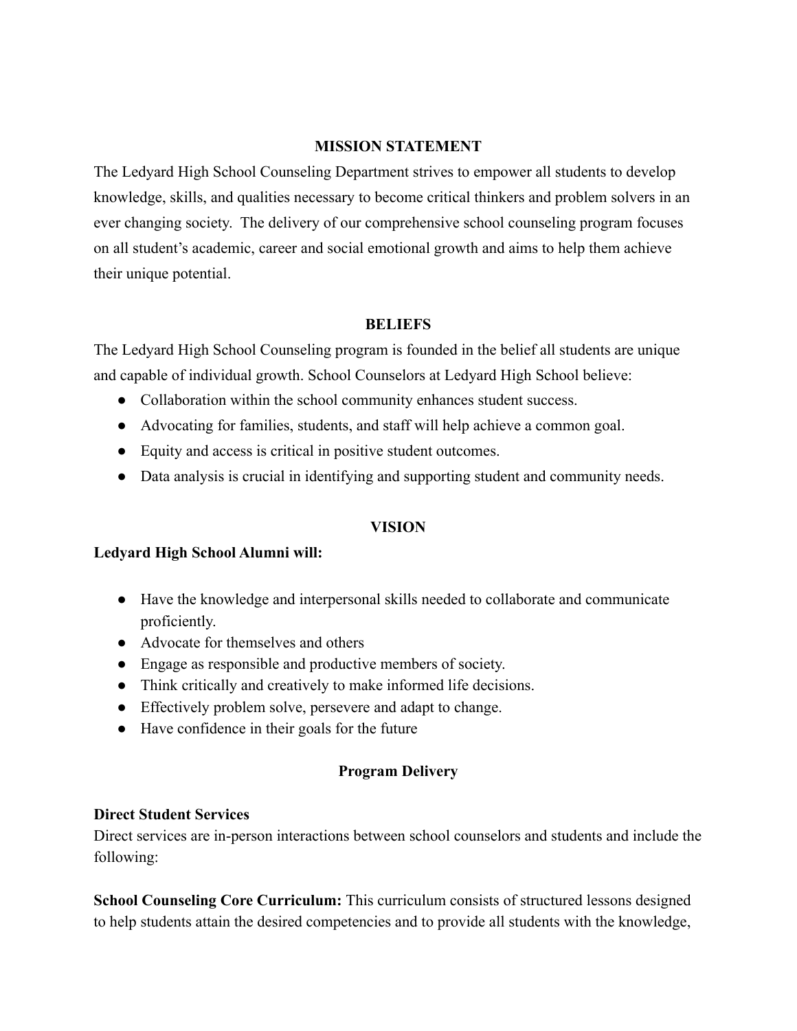## MISSION STATEMENT

The Ledyard High School Counseling Department strives to empower all students to develop knowledge, skills, and qualities necessary to become critical thinkers and problem solvers in an ever changing society. The delivery of our comprehensive school counseling program focuses on all student's academic, career and social emotional growth and aims to help them achieve their unique potential.

## BELIEFS

The Ledyard High School Counseling program is founded in the belief all students are unique and capable of individual growth. School Counselors at Ledyard High School believe:

- Collaboration within the school community enhances student success.
- Advocating for families, students, and staff will help achieve a common goal.
- Equity and access is critical in positive student outcomes.
- Data analysis is crucial in identifying and supporting student and community needs.

## VISION

**Ledyard High School Alumni will:**

- Have the knowledge and interpersonal skills needed to collaborate and communicate proficiently.
- Advocate for themselves and others
- Engage as responsible and productive members of society.
- Think critically and creatively to make informed life decisions.
- Effectively problem solve, persevere and adapt to change.
- Have confidence in their goals for the future

## Program Delivery

### Direct Student Services

Direct services are in-person interactions between school counselors and students and include the following:

**School Counseling Core Curriculum:** This curriculum consists of structured lessons designed to help students attain the desired competencies and to provide all students with the knowledge,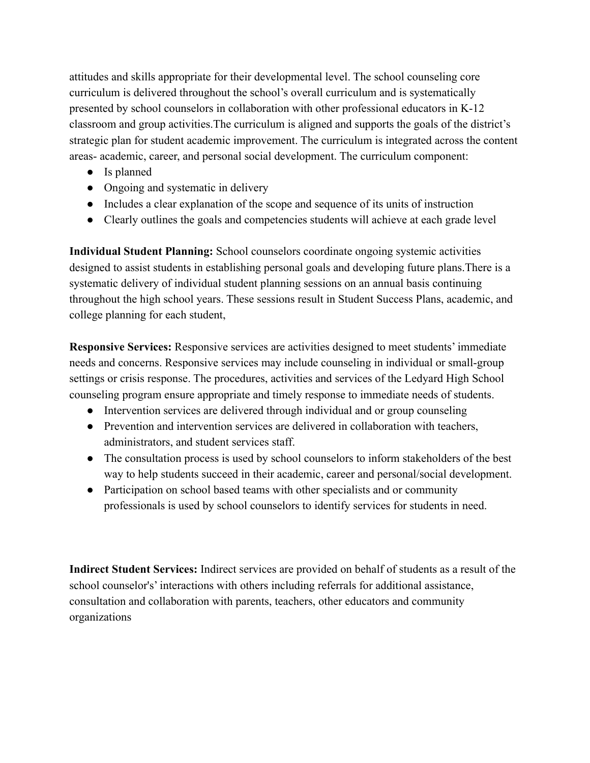attitudes and skills appropriate for their developmental level. The school counseling core curriculum is delivered throughout the school's overall curriculum and is systematically presented by school counselors in collaboration with other professional educators in K-12 classroom and group activities.The curriculum is aligned and supports the goals of the district's strategic plan for student academic improvement. The curriculum is integrated across the content areas- academic, career, and personal social development. The curriculum component:

- Is planned
- Ongoing and systematic in delivery
- Includes a clear explanation of the scope and sequence of its units of instruction
- Clearly outlines the goals and competencies students will achieve at each grade level

**Individual Student Planning:** School counselors coordinate ongoing systemic activities designed to assist students in establishing personal goals and developing future plans.There is a systematic delivery of individual student planning sessions on an annual basis continuing throughout the high school years. These sessions result in Student Success Plans, academic, and college planning for each student,

**Responsive Services:** Responsive services are activities designed to meet students' immediate needs and concerns. Responsive services may include counseling in individual or small-group settings or crisis response. The procedures, activities and services of the Ledyard High School counseling program ensure appropriate and timely response to immediate needs of students.

- Intervention services are delivered through individual and or group counseling
- Prevention and intervention services are delivered in collaboration with teachers, administrators, and student services staff.
- The consultation process is used by school counselors to inform stakeholders of the best way to help students succeed in their academic, career and personal/social development.
- Participation on school based teams with other specialists and or community professionals is used by school counselors to identify services for students in need.

**Indirect Student Services:** Indirect services are provided on behalf of students as a result of the school counselor's' interactions with others including referrals for additional assistance, consultation and collaboration with parents, teachers, other educators and community organizations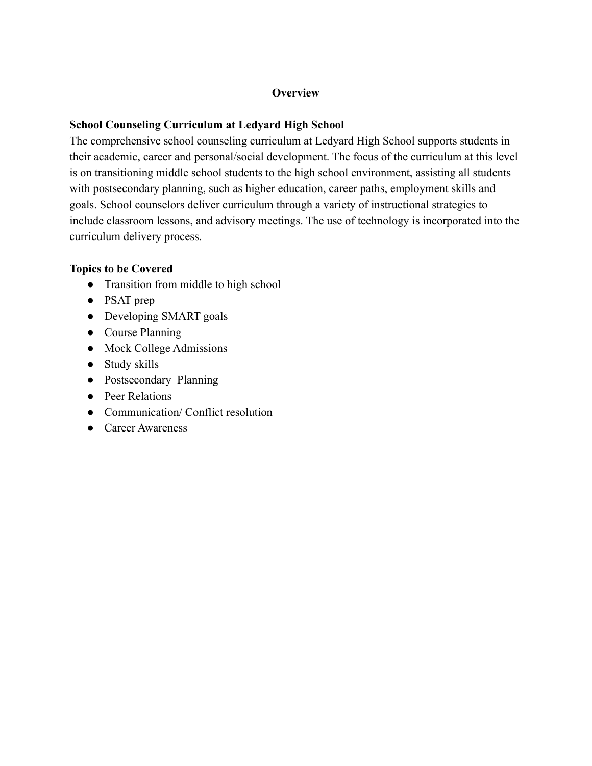# Overview

## School Counseling Curriculum at Ledyard High School

The comprehensive school counseling curriculum at Ledyard High School supports students in their academic, career and personal/social development. The focus of the curriculum at this level is on transitioning middle school students to the high school environment, assisting all students with postsecondary planning, such as higher education, career paths, employment skills and goals. School counselors deliver curriculum through a variety of instructional strategies to include classroom lessons, and advisory meetings. The use of technology is incorporated into the curriculum delivery process.

## Topics to be Covered

- Transition from middle to high school
- PSAT prep
- Developing SMART goals
- Course Planning
- Mock College Admissions
- Study skills
- Postsecondary Planning
- Peer Relations
- Communication/ Conflict resolution
- Career Awareness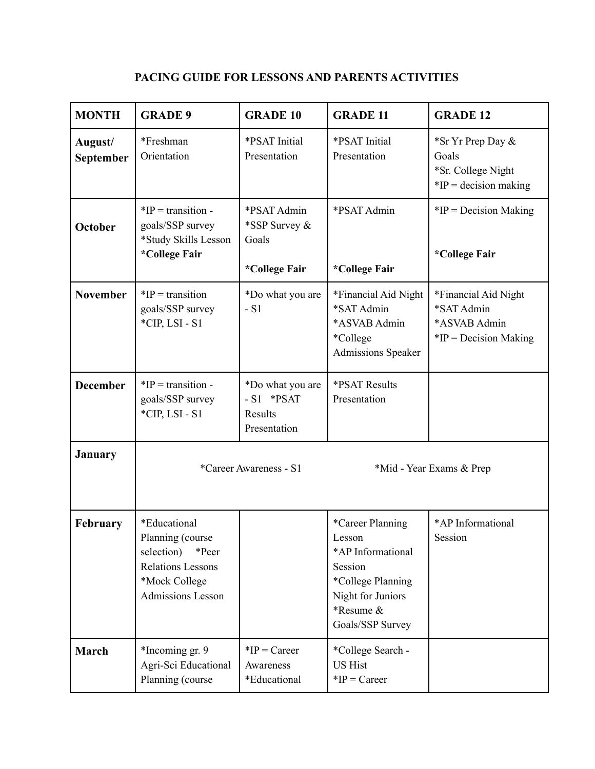# PACING GUIDE FOR LESSONS AND PARENTS ACTIVITIES

| MONTH | GRADE 9 | GRADE 10 | GRADE 11 | GRADE 12 |
|---|---|---|---|---|
| **August/ September** | *Freshman Orientation | *PSAT Initial Presentation | *PSAT Initial Presentation | *Sr Yr Prep Day & Goals<br>*Sr. College Night<br>*IP = decision making |
| **October** | *IP = transition - goals/SSP survey<br>*Study Skills Lesson<br>**\*College Fair** | *PSAT Admin<br>*SSP Survey & Goals<br><br>**\*College Fair** | *PSAT Admin<br><br>**\*College Fair** | *IP = Decision Making<br><br>**\*College Fair** |
| **November** | *IP = transition goals/SSP survey<br>*CIP, LSI - S1 | *Do what you are - S1 | *Financial Aid Night<br>*SAT Admin<br>*ASVAB Admin<br>*College Admissions Speaker | *Financial Aid Night<br>*SAT Admin<br>*ASVAB Admin<br>*IP = Decision Making |
| **December** | *IP = transition - goals/SSP survey<br>*CIP, LSI - S1 | *Do what you are - S1 *PSAT Results Presentation | *PSAT Results Presentation | |
| **January** | *Career Awareness - S1 | | *Mid - Year Exams & Prep | |
| **February** | *Educational Planning (course selection) *Peer Relations Lessons<br>*Mock College Admissions Lesson | | *Career Planning Lesson<br>*AP Informational Session<br>*College Planning Night for Juniors<br>*Resume & Goals/SSP Survey | *AP Informational Session |
| **March** | *Incoming gr. 9 Agri-Sci Educational Planning (course | *IP = Career Awareness<br>*Educational | *College Search - US Hist<br>*IP = Career | |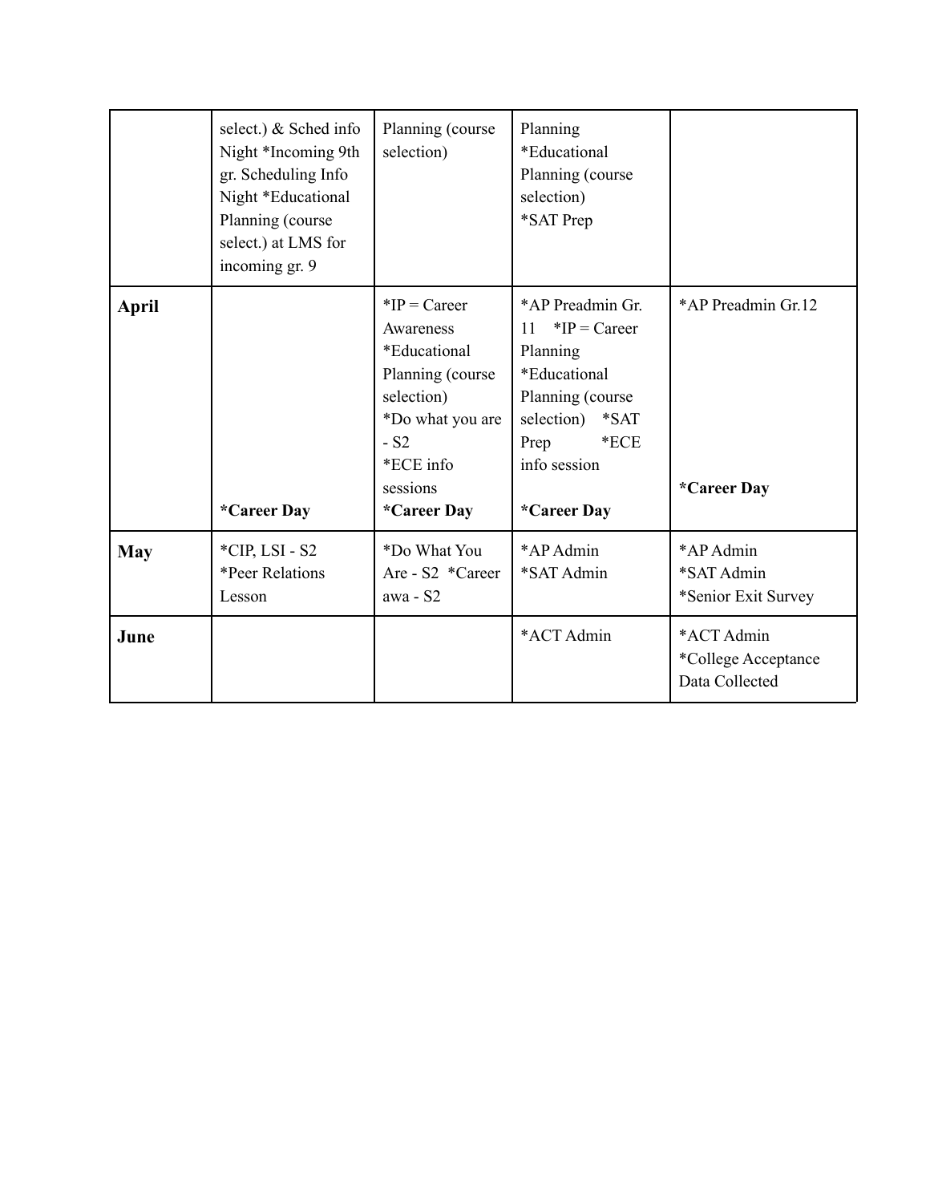| | | | | |
|---|---|---|---|---|
| | select.) & Sched info Night *Incoming 9th gr. Scheduling Info Night *Educational Planning (course select.) at LMS for incoming gr. 9 | Planning (course selection) | Planning *Educational Planning (course selection) *SAT Prep | |
| **April** | **\*Career Day** | *IP = Career Awareness *Educational Planning (course selection) *Do what you are - S2 *ECE info sessions **\*Career Day** | *AP Preadmin Gr. 11 *IP = Career Planning *Educational Planning (course selection) *SAT Prep *ECE info session **\*Career Day** | *AP Preadmin Gr.12 **\*Career Day** |
| **May** | *CIP, LSI - S2 *Peer Relations Lesson | *Do What You Are - S2 *Career awa - S2 | *AP Admin *SAT Admin | *AP Admin *SAT Admin *Senior Exit Survey |
| **June** | | | *ACT Admin | *ACT Admin *College Acceptance Data Collected |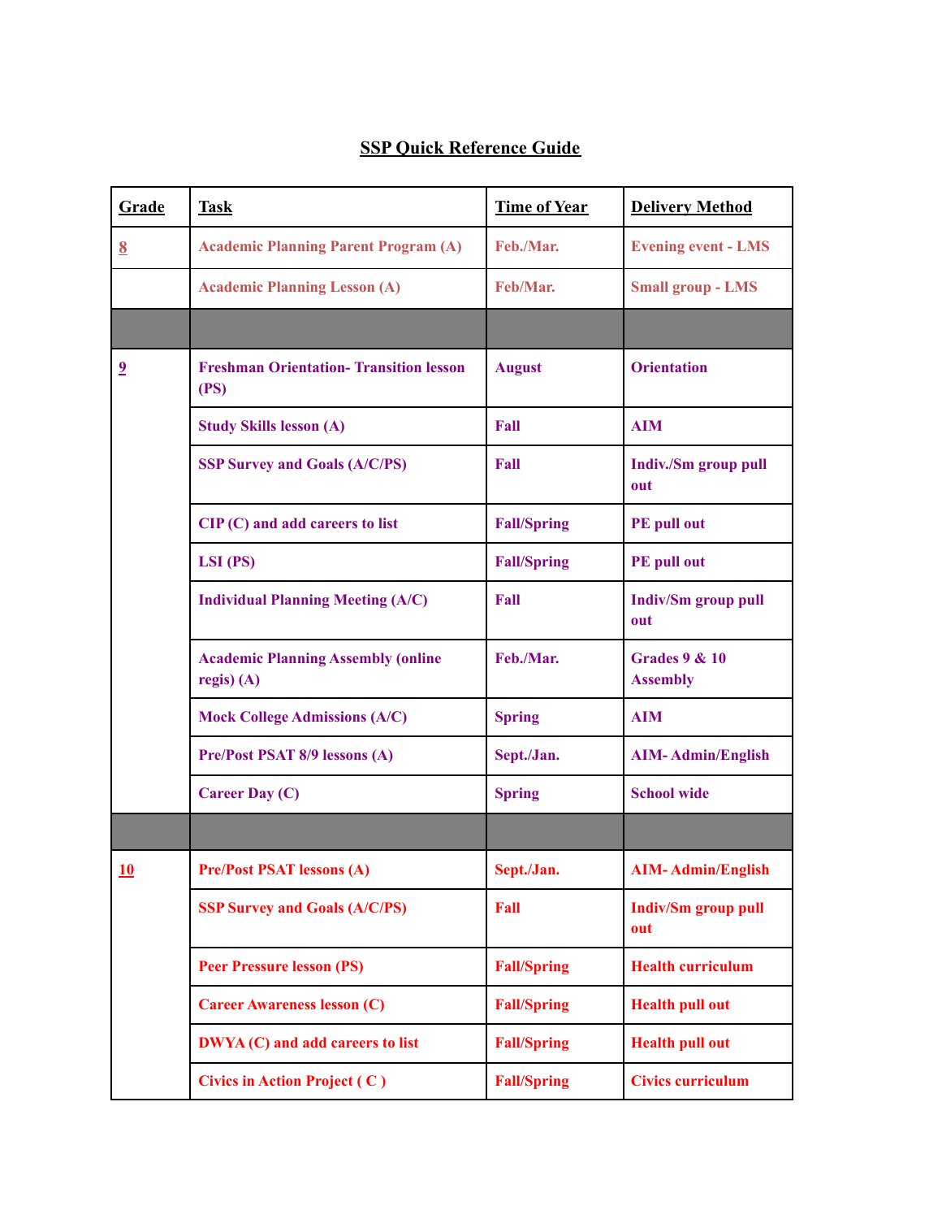# SSP Quick Reference Guide

| Grade | Task | Time of Year | Delivery Method |
|---|---|---|---|
| 8 | Academic Planning Parent Program (A) | Feb./Mar. | Evening event - LMS |
| | Academic Planning Lesson (A) | Feb/Mar. | Small group - LMS |
| | | | |
| 9 | Freshman Orientation- Transition lesson (PS) | August | Orientation |
| | Study Skills lesson (A) | Fall | AIM |
| | SSP Survey and Goals (A/C/PS) | Fall | Indiv./Sm group pull out |
| | CIP (C) and add careers to list | Fall/Spring | PE pull out |
| | LSI (PS) | Fall/Spring | PE pull out |
| | Individual Planning Meeting (A/C) | Fall | Indiv/Sm group pull out |
| | Academic Planning Assembly (online regis) (A) | Feb./Mar. | Grades 9 & 10 Assembly |
| | Mock College Admissions (A/C) | Spring | AIM |
| | Pre/Post PSAT 8/9 lessons (A) | Sept./Jan. | AIM- Admin/English |
| | Career Day (C) | Spring | School wide |
| | | | |
| 10 | Pre/Post PSAT lessons (A) | Sept./Jan. | AIM- Admin/English |
| | SSP Survey and Goals (A/C/PS) | Fall | Indiv/Sm group pull out |
| | Peer Pressure lesson (PS) | Fall/Spring | Health curriculum |
| | Career Awareness lesson (C) | Fall/Spring | Health pull out |
| | DWYA (C) and add careers to list | Fall/Spring | Health pull out |
| | Civics in Action Project ( C ) | Fall/Spring | Civics curriculum |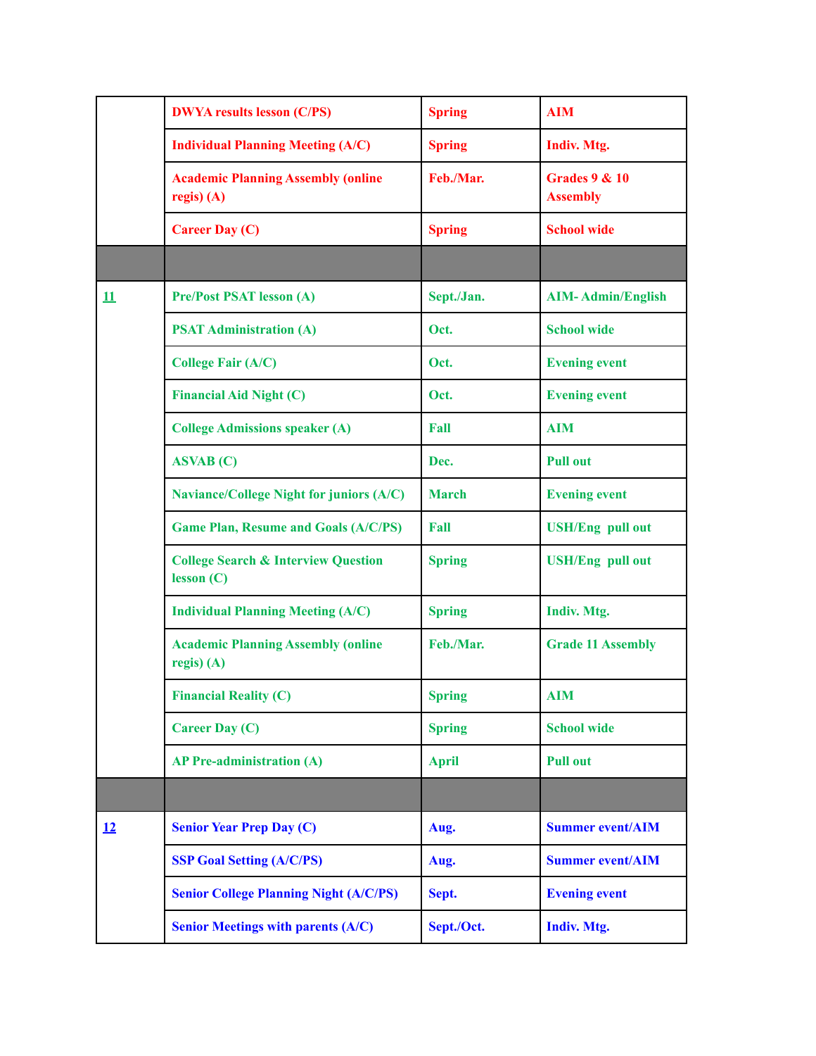|  |  |  |  |
|---|---|---|---|
|  | **DWYA results lesson (C/PS)** | **Spring** | **AIM** |
|  | **Individual Planning Meeting (A/C)** | **Spring** | **Indiv. Mtg.** |
|  | **Academic Planning Assembly (online regis) (A)** | **Feb./Mar.** | **Grades 9 & 10 Assembly** |
|  | **Career Day (C)** | **Spring** | **School wide** |
|  |  |  |  |
| **11** | **Pre/Post PSAT lesson (A)** | **Sept./Jan.** | **AIM- Admin/English** |
|  | **PSAT Administration (A)** | **Oct.** | **School wide** |
|  | **College Fair (A/C)** | **Oct.** | **Evening event** |
|  | **Financial Aid Night (C)** | **Oct.** | **Evening event** |
|  | **College Admissions speaker (A)** | **Fall** | **AIM** |
|  | **ASVAB (C)** | **Dec.** | **Pull out** |
|  | **Naviance/College Night for juniors (A/C)** | **March** | **Evening event** |
|  | **Game Plan, Resume and Goals (A/C/PS)** | **Fall** | **USH/Eng pull out** |
|  | **College Search & Interview Question lesson (C)** | **Spring** | **USH/Eng pull out** |
|  | **Individual Planning Meeting (A/C)** | **Spring** | **Indiv. Mtg.** |
|  | **Academic Planning Assembly (online regis) (A)** | **Feb./Mar.** | **Grade 11 Assembly** |
|  | **Financial Reality (C)** | **Spring** | **AIM** |
|  | **Career Day (C)** | **Spring** | **School wide** |
|  | **AP Pre-administration (A)** | **April** | **Pull out** |
|  |  |  |  |
| **12** | **Senior Year Prep Day (C)** | **Aug.** | **Summer event/AIM** |
|  | **SSP Goal Setting (A/C/PS)** | **Aug.** | **Summer event/AIM** |
|  | **Senior College Planning Night (A/C/PS)** | **Sept.** | **Evening event** |
|  | **Senior Meetings with parents (A/C)** | **Sept./Oct.** | **Indiv. Mtg.** |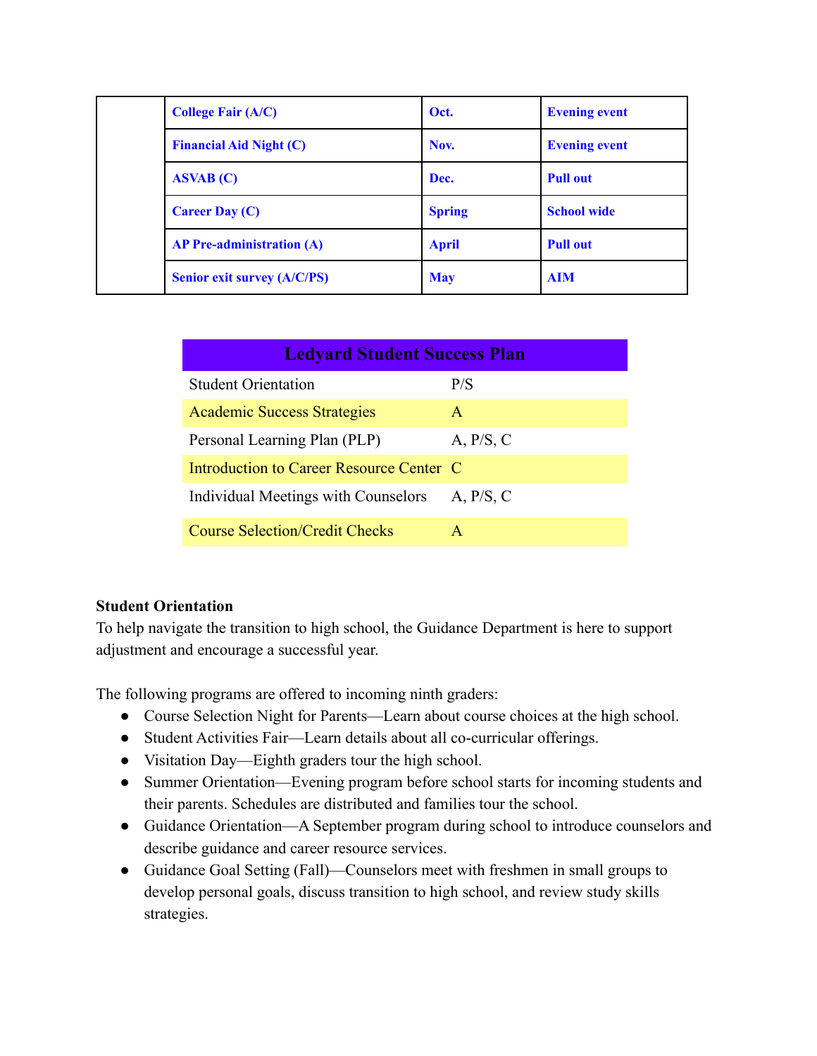| | | | |
|---|---|---|---|
| | **College Fair (A/C)** | **Oct.** | **Evening event** |
| | **Financial Aid Night (C)** | **Nov.** | **Evening event** |
| | **ASVAB (C)** | **Dec.** | **Pull out** |
| | **Career Day (C)** | **Spring** | **School wide** |
| | **AP Pre-administration (A)** | **April** | **Pull out** |
| | **Senior exit survey (A/C/PS)** | **May** | **AIM** |

| **Ledyard Student Success Plan** | |
|---|---|
| Student Orientation | P/S |
| Academic Success Strategies | A |
| Personal Learning Plan (PLP) | A, P/S, C |
| Introduction to Career Resource Center | C |
| Individual Meetings with Counselors | A, P/S, C |
| Course Selection/Credit Checks | A |

**Student Orientation**

To help navigate the transition to high school, the Guidance Department is here to support adjustment and encourage a successful year.

The following programs are offered to incoming ninth graders:

- Course Selection Night for Parents—Learn about course choices at the high school.
- Student Activities Fair—Learn details about all co-curricular offerings.
- Visitation Day—Eighth graders tour the high school.
- Summer Orientation—Evening program before school starts for incoming students and their parents. Schedules are distributed and families tour the school.
- Guidance Orientation—A September program during school to introduce counselors and describe guidance and career resource services.
- Guidance Goal Setting (Fall)—Counselors meet with freshmen in small groups to develop personal goals, discuss transition to high school, and review study skills strategies.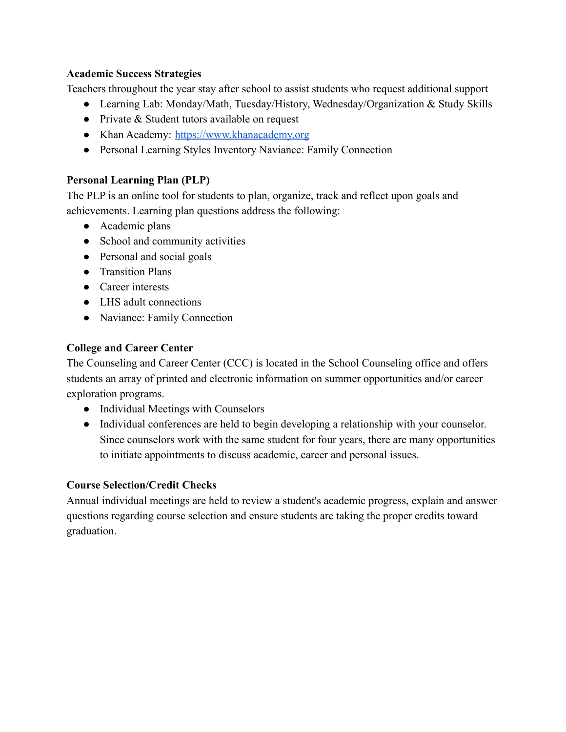**Academic Success Strategies**

Teachers throughout the year stay after school to assist students who request additional support

- Learning Lab: Monday/Math, Tuesday/History, Wednesday/Organization & Study Skills
- Private & Student tutors available on request
- Khan Academy: [https://www.khanacademy.org](https://www.khanacademy.org)
- Personal Learning Styles Inventory Naviance: Family Connection

**Personal Learning Plan (PLP)**

The PLP is an online tool for students to plan, organize, track and reflect upon goals and achievements. Learning plan questions address the following:

- Academic plans
- School and community activities
- Personal and social goals
- Transition Plans
- Career interests
- LHS adult connections
- Naviance: Family Connection

**College and Career Center**

The Counseling and Career Center (CCC) is located in the School Counseling office and offers students an array of printed and electronic information on summer opportunities and/or career exploration programs.

- Individual Meetings with Counselors
- Individual conferences are held to begin developing a relationship with your counselor. Since counselors work with the same student for four years, there are many opportunities to initiate appointments to discuss academic, career and personal issues.

**Course Selection/Credit Checks**

Annual individual meetings are held to review a student's academic progress, explain and answer questions regarding course selection and ensure students are taking the proper credits toward graduation.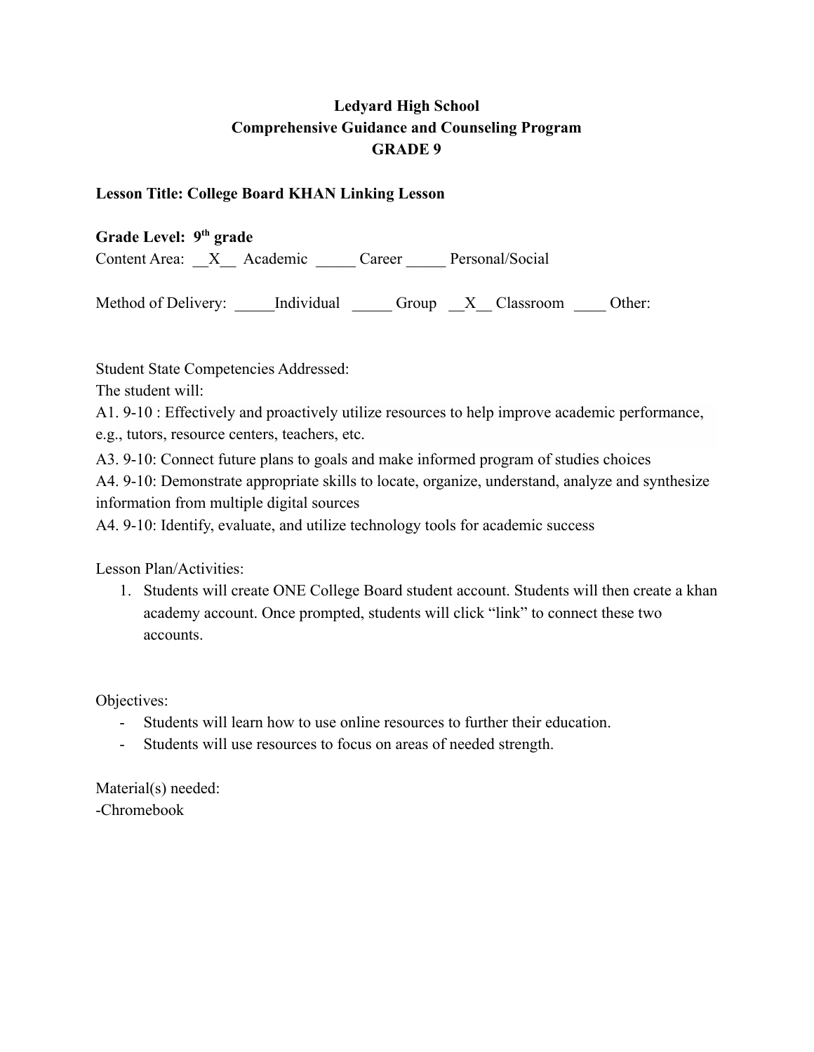**Ledyard High School**
**Comprehensive Guidance and Counseling Program**
**GRADE 9**

**Lesson Title: College Board KHAN Linking Lesson**

**Grade Level: 9th grade**

Content Area: __X__ Academic _____ Career _____ Personal/Social

Method of Delivery: _____Individual _____ Group __X__ Classroom ____ Other:

Student State Competencies Addressed:

The student will:

A1. 9-10 : Effectively and proactively utilize resources to help improve academic performance, e.g., tutors, resource centers, teachers, etc.

A3. 9-10: Connect future plans to goals and make informed program of studies choices

A4. 9-10: Demonstrate appropriate skills to locate, organize, understand, analyze and synthesize information from multiple digital sources

A4. 9-10: Identify, evaluate, and utilize technology tools for academic success

Lesson Plan/Activities:

1. Students will create ONE College Board student account. Students will then create a khan academy account. Once prompted, students will click "link" to connect these two accounts.

Objectives:

- Students will learn how to use online resources to further their education.
- Students will use resources to focus on areas of needed strength.

Material(s) needed:

-Chromebook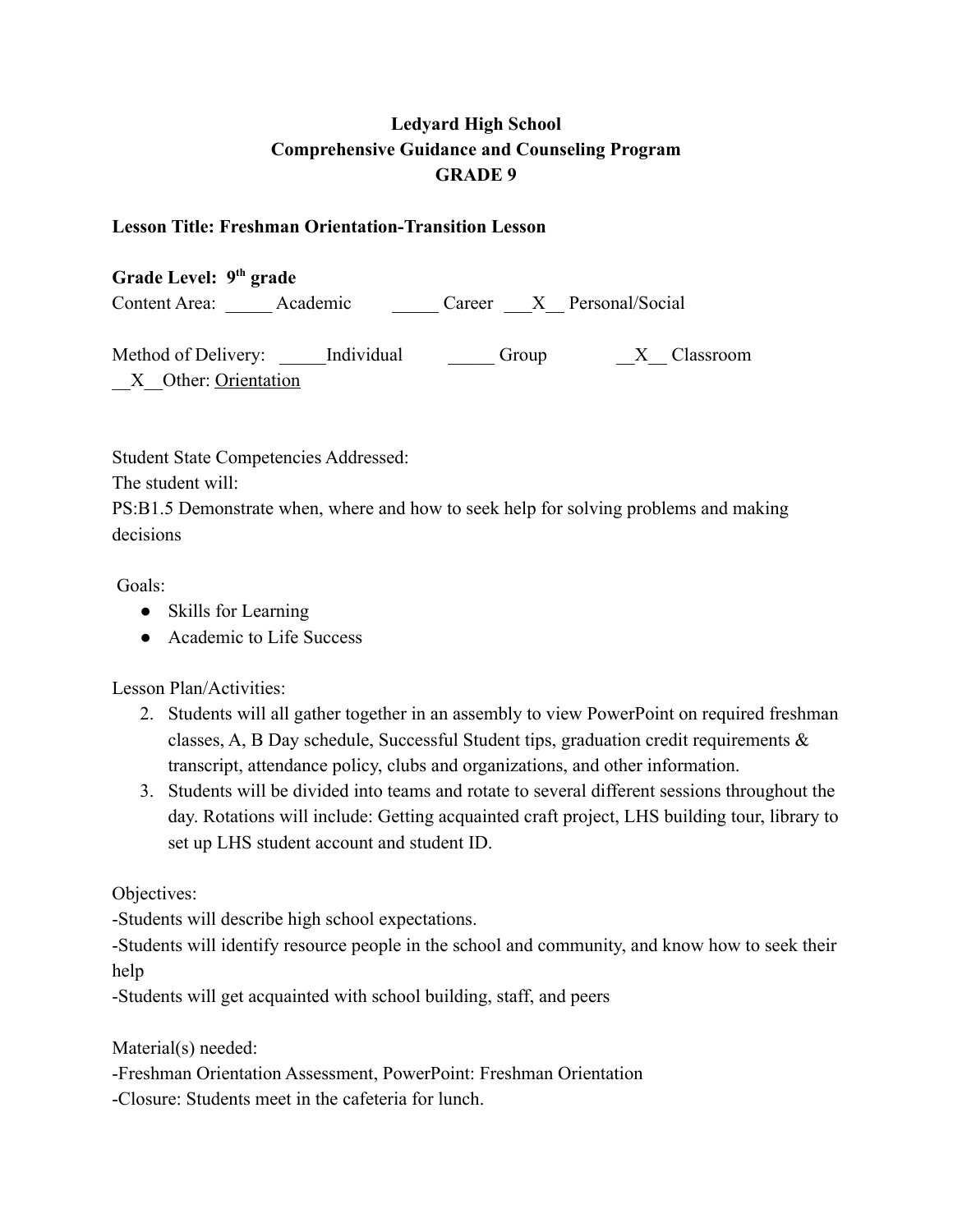**Ledyard High School**
**Comprehensive Guidance and Counseling Program**
**GRADE 9**

**Lesson Title: Freshman Orientation-Transition Lesson**

**Grade Level: 9th grade**

Content Area: _____ Academic _____ Career ___X__ Personal/Social

Method of Delivery: _____Individual _____ Group __X__ Classroom __X__Other: Orientation

Student State Competencies Addressed:

The student will:

PS:B1.5 Demonstrate when, where and how to seek help for solving problems and making decisions

Goals:

- Skills for Learning
- Academic to Life Success

Lesson Plan/Activities:

2. Students will all gather together in an assembly to view PowerPoint on required freshman classes, A, B Day schedule, Successful Student tips, graduation credit requirements & transcript, attendance policy, clubs and organizations, and other information.
3. Students will be divided into teams and rotate to several different sessions throughout the day. Rotations will include: Getting acquainted craft project, LHS building tour, library to set up LHS student account and student ID.

Objectives:

-Students will describe high school expectations.

-Students will identify resource people in the school and community, and know how to seek their help

-Students will get acquainted with school building, staff, and peers

Material(s) needed:

-Freshman Orientation Assessment, PowerPoint: Freshman Orientation

-Closure: Students meet in the cafeteria for lunch.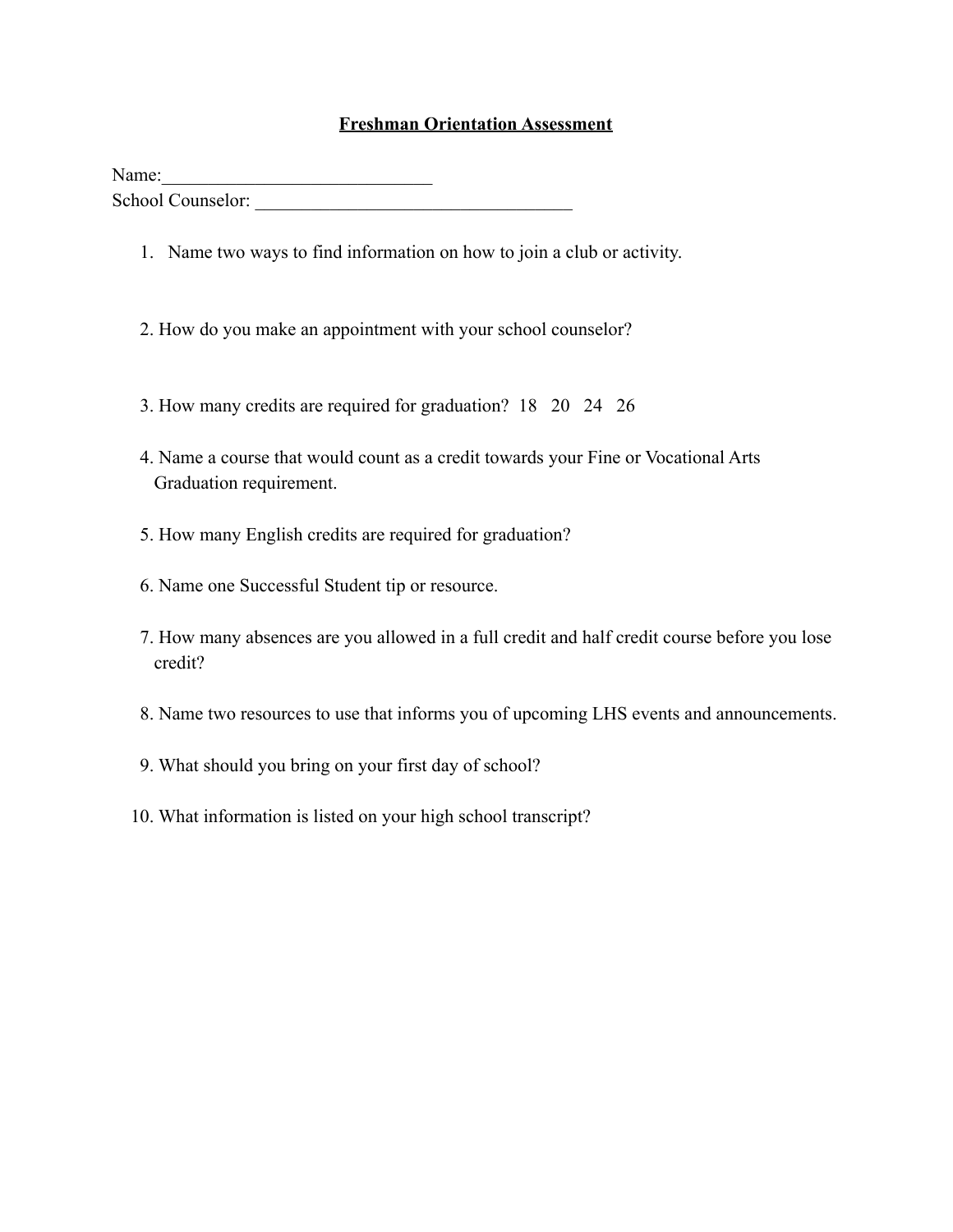# **Freshman Orientation Assessment**

Name:_____________________________
School Counselor: ___________________________________

1. Name two ways to find information on how to join a club or activity.

2. How do you make an appointment with your school counselor?

3. How many credits are required for graduation? 18 20 24 26

4. Name a course that would count as a credit towards your Fine or Vocational Arts Graduation requirement.

5. How many English credits are required for graduation?

6. Name one Successful Student tip or resource.

7. How many absences are you allowed in a full credit and half credit course before you lose credit?

8. Name two resources to use that informs you of upcoming LHS events and announcements.

9. What should you bring on your first day of school?

10. What information is listed on your high school transcript?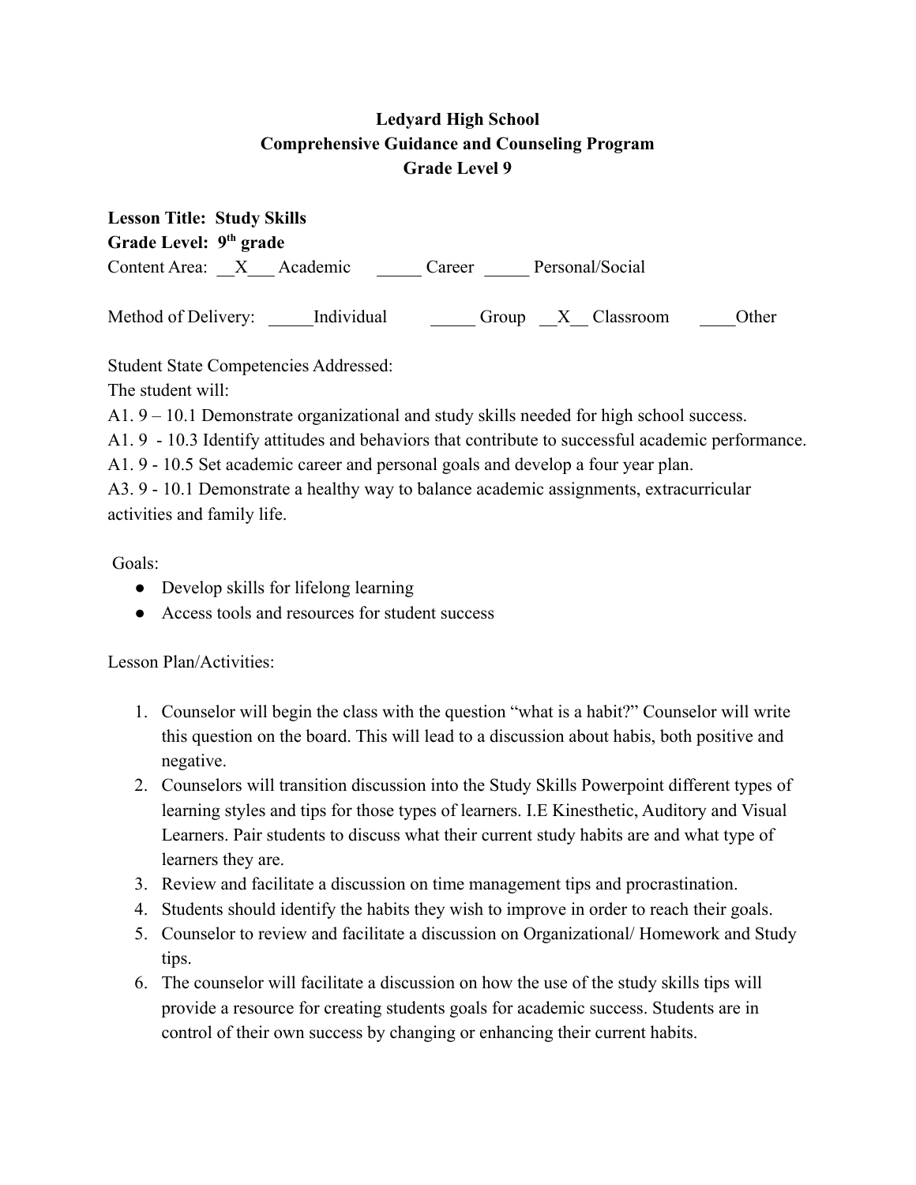**Ledyard High School**
**Comprehensive Guidance and Counseling Program**
**Grade Level 9**

**Lesson Title: Study Skills**
**Grade Level: 9th grade**
Content Area: \_\_X\_\_\_ Academic \_\_\_\_\_ Career \_\_\_\_\_ Personal/Social

Method of Delivery: \_\_\_\_\_Individual \_\_\_\_\_ Group \_\_X\_\_ Classroom \_\_\_\_Other

Student State Competencies Addressed:
The student will:
A1. 9 – 10.1 Demonstrate organizational and study skills needed for high school success.
A1. 9 - 10.3 Identify attitudes and behaviors that contribute to successful academic performance.
A1. 9 - 10.5 Set academic career and personal goals and develop a four year plan.
A3. 9 - 10.1 Demonstrate a healthy way to balance academic assignments, extracurricular activities and family life.

Goals:
- Develop skills for lifelong learning
- Access tools and resources for student success

Lesson Plan/Activities:

1. Counselor will begin the class with the question "what is a habit?" Counselor will write this question on the board. This will lead to a discussion about habis, both positive and negative.
2. Counselors will transition discussion into the Study Skills Powerpoint different types of learning styles and tips for those types of learners. I.E Kinesthetic, Auditory and Visual Learners. Pair students to discuss what their current study habits are and what type of learners they are.
3. Review and facilitate a discussion on time management tips and procrastination.
4. Students should identify the habits they wish to improve in order to reach their goals.
5. Counselor to review and facilitate a discussion on Organizational/ Homework and Study tips.
6. The counselor will facilitate a discussion on how the use of the study skills tips will provide a resource for creating students goals for academic success. Students are in control of their own success by changing or enhancing their current habits.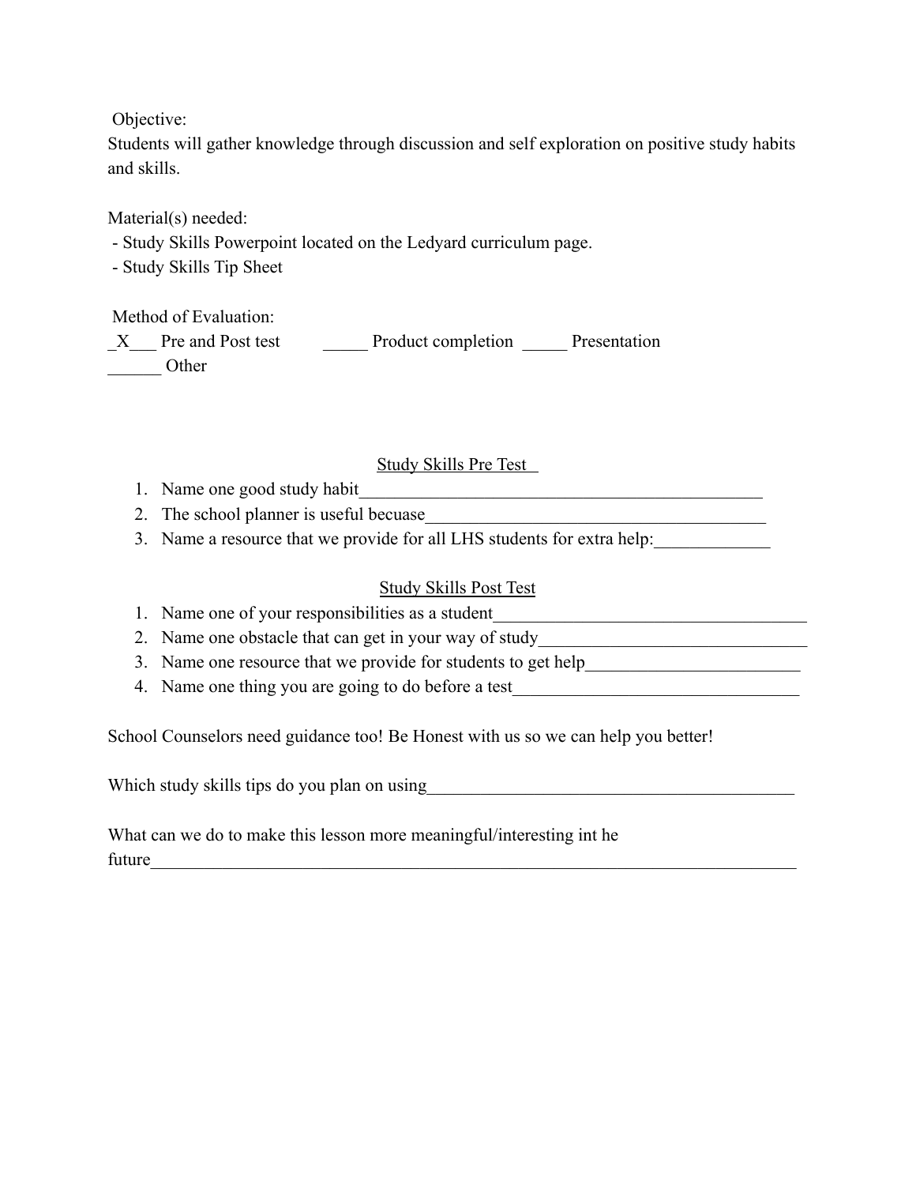Objective:
Students will gather knowledge through discussion and self exploration on positive study habits and skills.

Material(s) needed:

- Study Skills Powerpoint located on the Ledyard curriculum page.
- Study Skills Tip Sheet

Method of Evaluation:
_X___ Pre and Post test _____ Product completion _____ Presentation
______ Other

<u>Study Skills Pre Test</u>

1. Name one good study habit_______________________________________________
2. The school planner is useful becuase________________________________________
3. Name a resource that we provide for all LHS students for extra help:_____________

<u>Study Skills Post Test</u>

1. Name one of your responsibilities as a student____________________________________
2. Name one obstacle that can get in your way of study_______________________________
3. Name one resource that we provide for students to get help________________________
4. Name one thing you are going to do before a test________________________________

School Counselors need guidance too! Be Honest with us so we can help you better!

Which study skills tips do you plan on using__________________________________________

What can we do to make this lesson more meaningful/interesting int he future_______________________________________________________________________________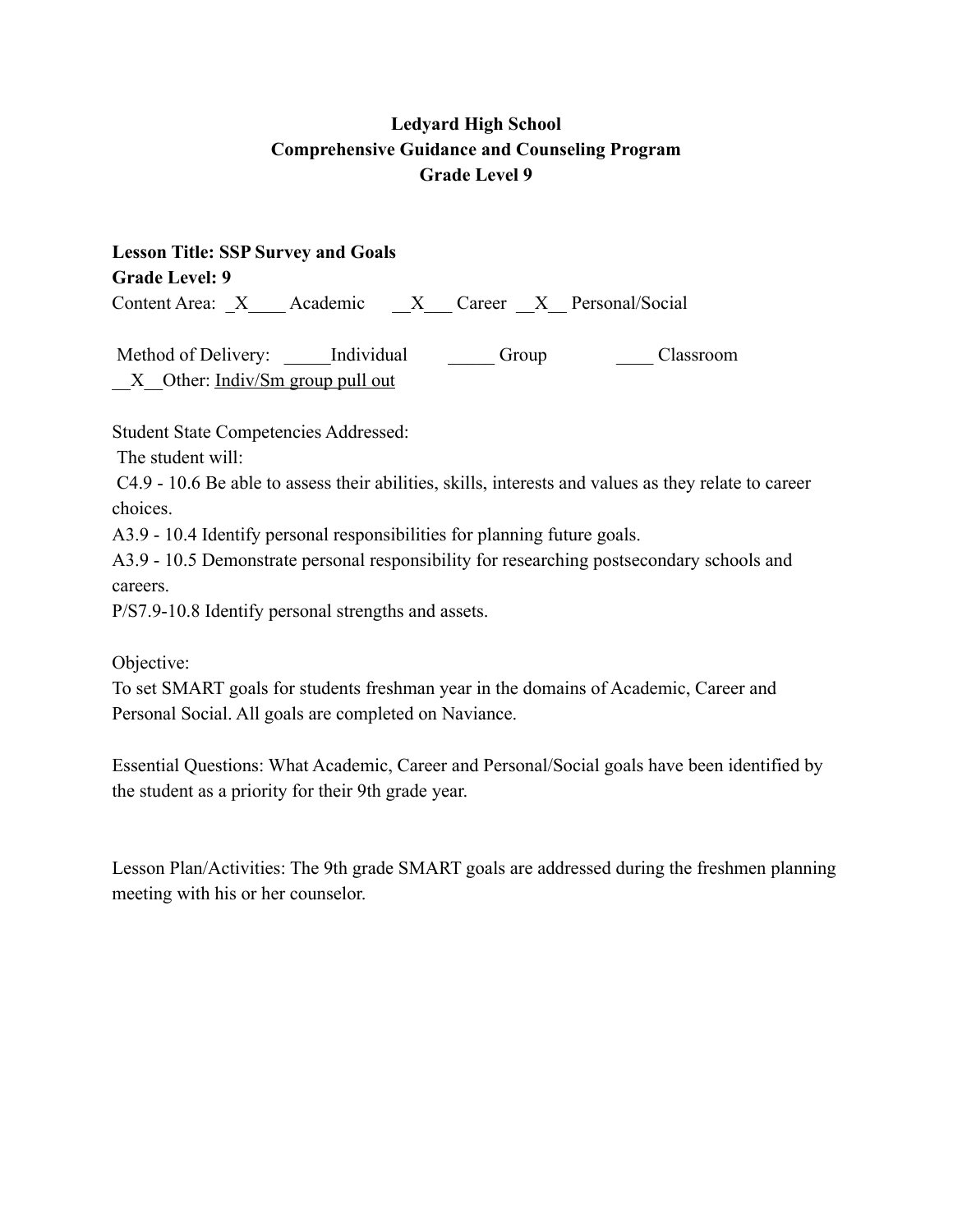**Ledyard High School**
**Comprehensive Guidance and Counseling Program**
**Grade Level 9**

**Lesson Title: SSP Survey and Goals**
**Grade Level: 9**
Content Area: _X____ Academic __X___ Career __X__ Personal/Social

Method of Delivery: _____Individual _____ Group ____ Classroom
__X__Other: Indiv/Sm group pull out

Student State Competencies Addressed:
The student will:
C4.9 - 10.6 Be able to assess their abilities, skills, interests and values as they relate to career choices.
A3.9 - 10.4 Identify personal responsibilities for planning future goals.
A3.9 - 10.5 Demonstrate personal responsibility for researching postsecondary schools and careers.
P/S7.9-10.8 Identify personal strengths and assets.

Objective:
To set SMART goals for students freshman year in the domains of Academic, Career and Personal Social. All goals are completed on Naviance.

Essential Questions: What Academic, Career and Personal/Social goals have been identified by the student as a priority for their 9th grade year.

Lesson Plan/Activities: The 9th grade SMART goals are addressed during the freshmen planning meeting with his or her counselor.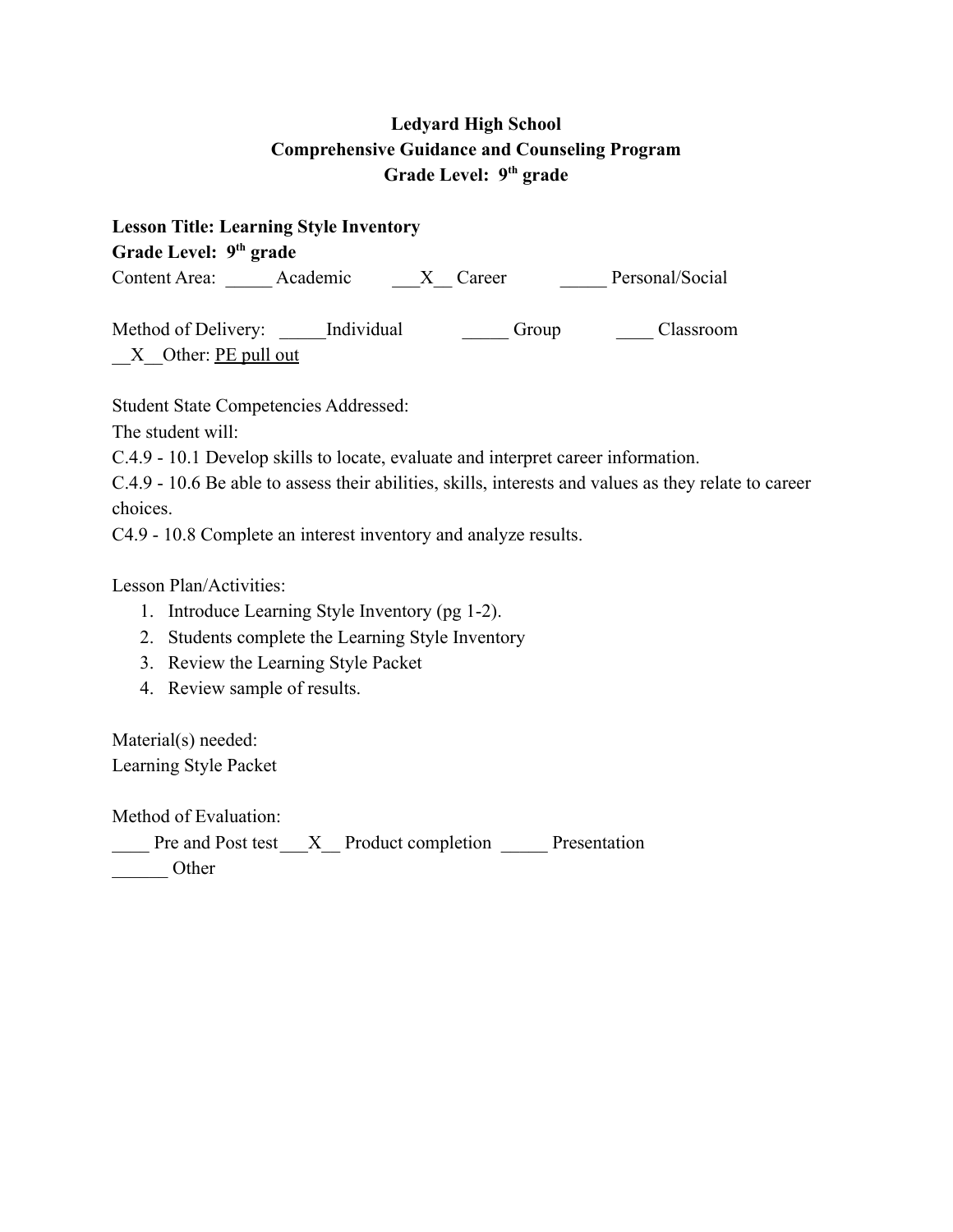**Ledyard High School**
**Comprehensive Guidance and Counseling Program**
**Grade Level: 9th grade**

**Lesson Title: Learning Style Inventory**
**Grade Level: 9th grade**

Content Area: _____ Academic ___X__ Career _____ Personal/Social

Method of Delivery: _____Individual _____ Group ____ Classroom
__X__Other: PE pull out

Student State Competencies Addressed:
The student will:
C.4.9 - 10.1 Develop skills to locate, evaluate and interpret career information.
C.4.9 - 10.6 Be able to assess their abilities, skills, interests and values as they relate to career choices.
C4.9 - 10.8 Complete an interest inventory and analyze results.

Lesson Plan/Activities:

1. Introduce Learning Style Inventory (pg 1-2).
2. Students complete the Learning Style Inventory
3. Review the Learning Style Packet
4. Review sample of results.

Material(s) needed:
Learning Style Packet

Method of Evaluation:
____ Pre and Post test ___X__ Product completion _____ Presentation
______ Other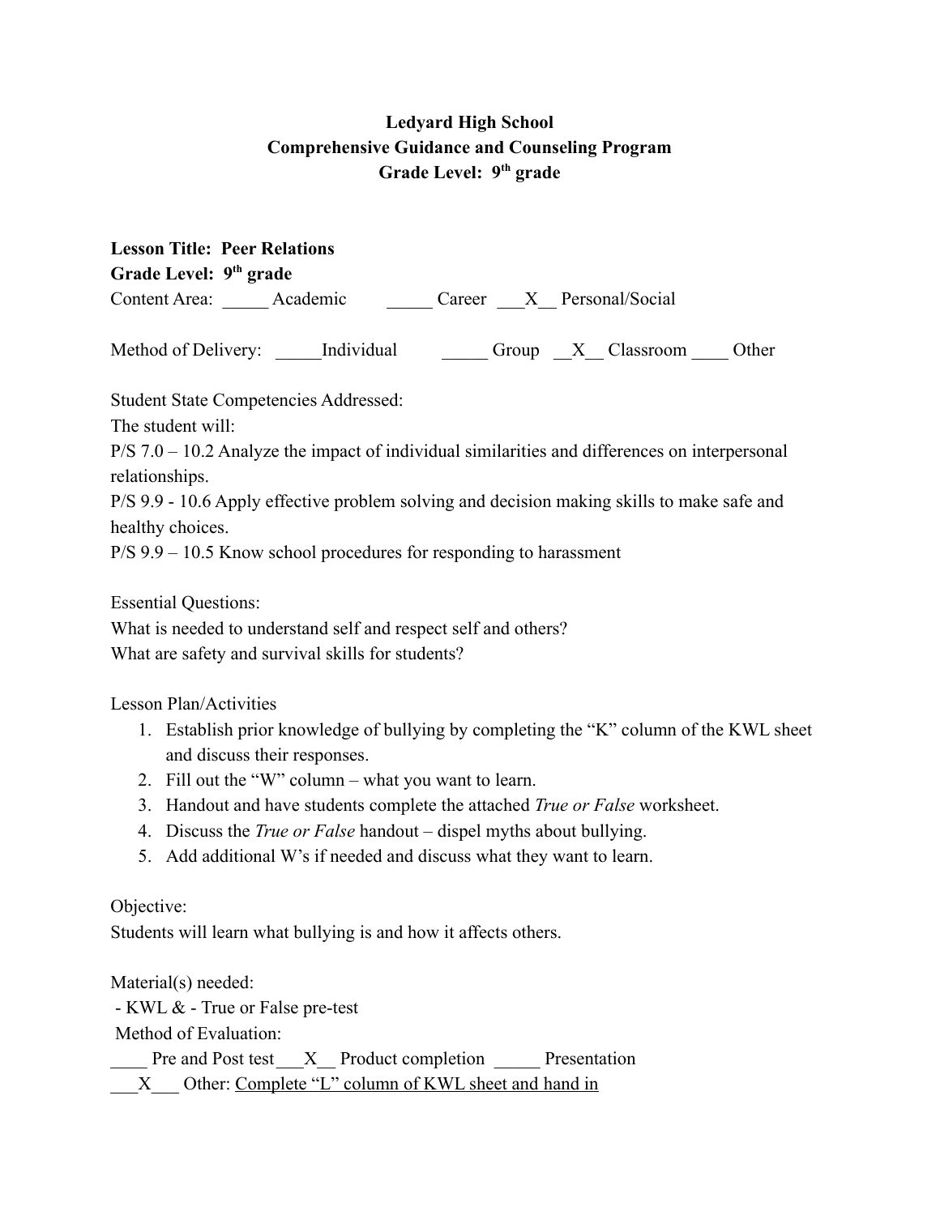**Ledyard High School**
**Comprehensive Guidance and Counseling Program**
**Grade Level: 9th grade**

**Lesson Title: Peer Relations**
**Grade Level: 9th grade**

Content Area: _____ Academic _____ Career ___X__ Personal/Social

Method of Delivery: _____Individual _____ Group __X__ Classroom ____ Other

Student State Competencies Addressed:
The student will:
P/S 7.0 – 10.2 Analyze the impact of individual similarities and differences on interpersonal relationships.
P/S 9.9 - 10.6 Apply effective problem solving and decision making skills to make safe and healthy choices.
P/S 9.9 – 10.5 Know school procedures for responding to harassment

Essential Questions:
What is needed to understand self and respect self and others?
What are safety and survival skills for students?

Lesson Plan/Activities

1. Establish prior knowledge of bullying by completing the "K" column of the KWL sheet and discuss their responses.
2. Fill out the "W" column – what you want to learn.
3. Handout and have students complete the attached *True or False* worksheet.
4. Discuss the *True or False* handout – dispel myths about bullying.
5. Add additional W's if needed and discuss what they want to learn.

Objective:
Students will learn what bullying is and how it affects others.

Material(s) needed:
- KWL & - True or False pre-test

Method of Evaluation:
____ Pre and Post test___X__ Product completion _____ Presentation
___X___ Other: <u>Complete "L" column of KWL sheet and hand in</u>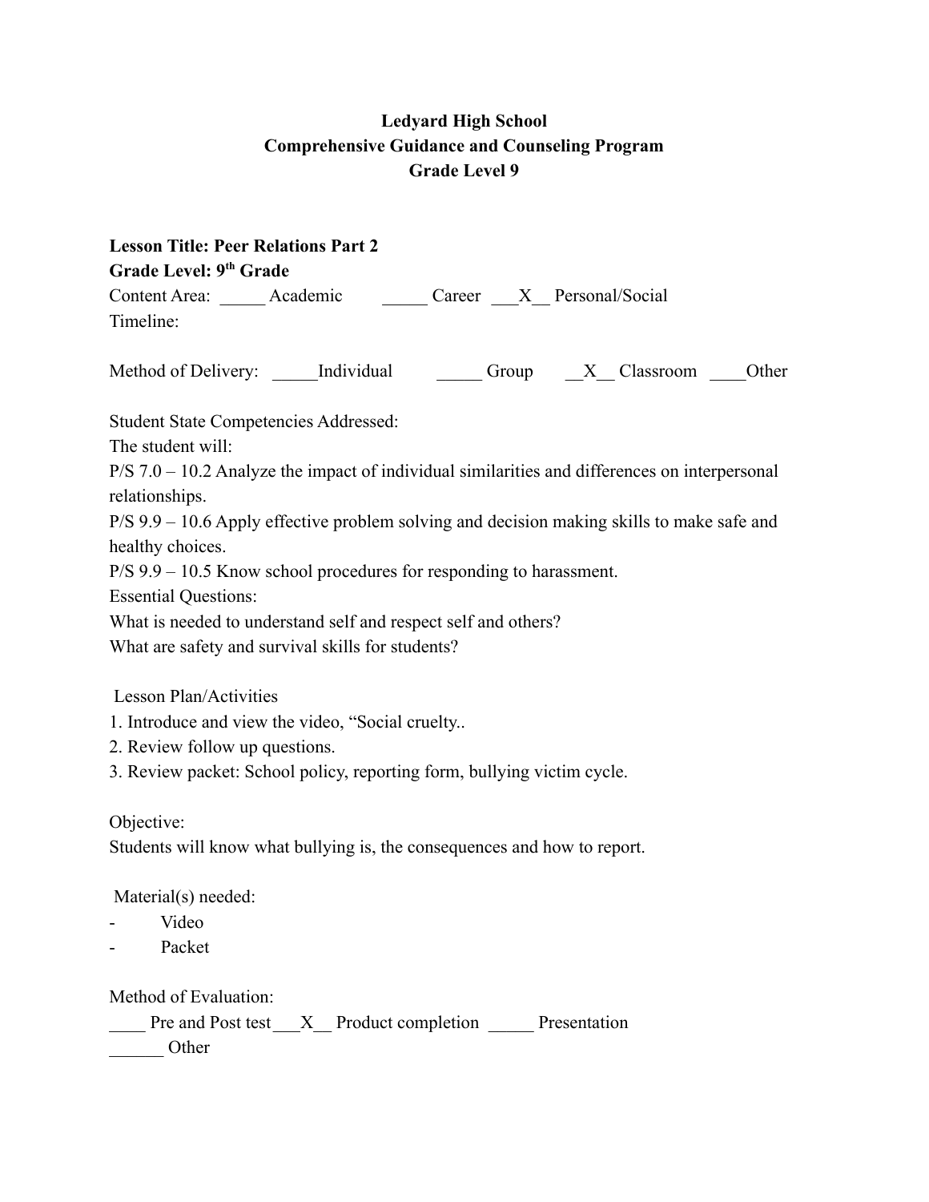**Ledyard High School**
**Comprehensive Guidance and Counseling Program**
**Grade Level 9**

**Lesson Title: Peer Relations Part 2**
**Grade Level: 9th Grade**
Content Area: _____ Academic _____ Career ___X__ Personal/Social
Timeline:

Method of Delivery: _____Individual _____ Group __X__ Classroom ____Other

Student State Competencies Addressed:
The student will:
P/S 7.0 – 10.2 Analyze the impact of individual similarities and differences on interpersonal relationships.
P/S 9.9 – 10.6 Apply effective problem solving and decision making skills to make safe and healthy choices.
P/S 9.9 – 10.5 Know school procedures for responding to harassment.
Essential Questions:
What is needed to understand self and respect self and others?
What are safety and survival skills for students?

Lesson Plan/Activities
1. Introduce and view the video, “Social cruelty..
2. Review follow up questions.
3. Review packet: School policy, reporting form, bullying victim cycle.

Objective:
Students will know what bullying is, the consequences and how to report.

Material(s) needed:
- Video
- Packet

Method of Evaluation:
____ Pre and Post test ___X__ Product completion _____ Presentation
______ Other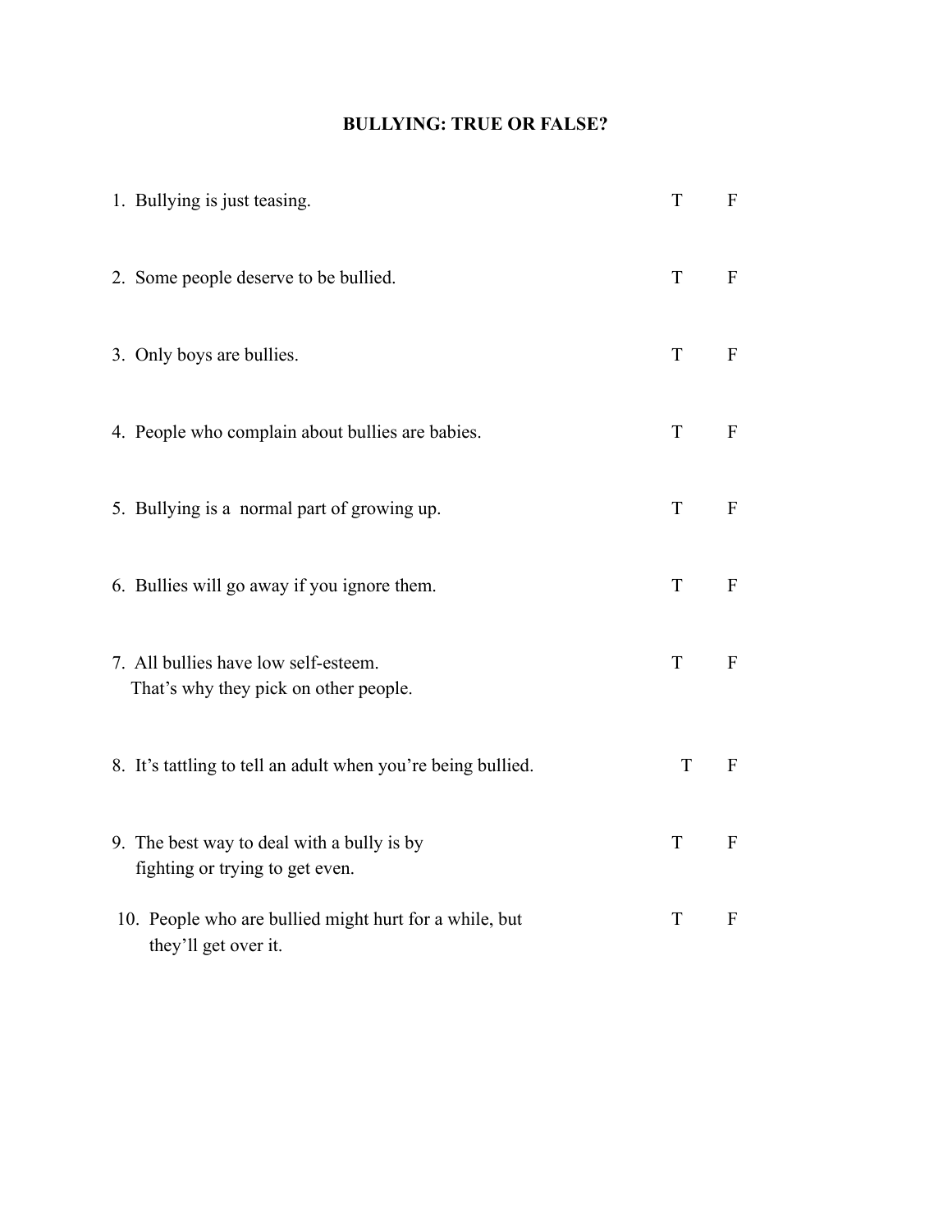# BULLYING: TRUE OR FALSE?

1. Bullying is just teasing. T F

2. Some people deserve to be bullied. T F

3. Only boys are bullies. T F

4. People who complain about bullies are babies. T F

5. Bullying is a normal part of growing up. T F

6. Bullies will go away if you ignore them. T F

7. All bullies have low self-esteem. That's why they pick on other people. T F

8. It's tattling to tell an adult when you're being bullied. T F

9. The best way to deal with a bully is by fighting or trying to get even. T F

10. People who are bullied might hurt for a while, but they'll get over it. T F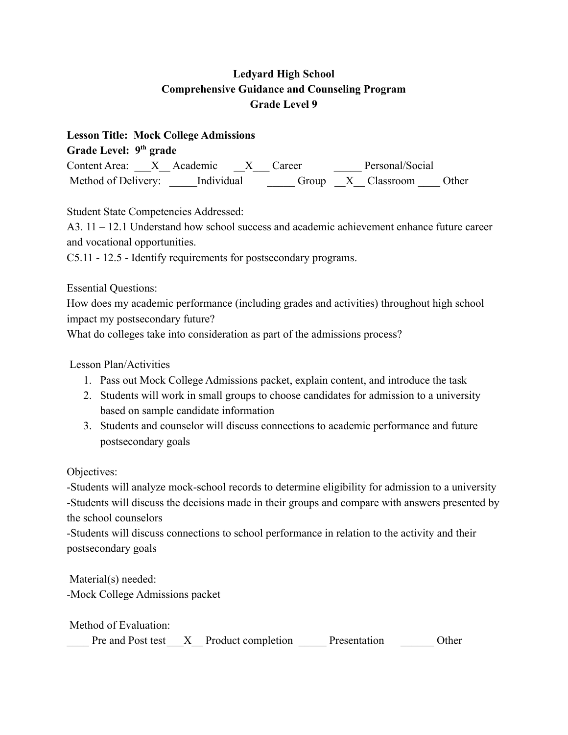**Ledyard High School**
**Comprehensive Guidance and Counseling Program**
**Grade Level 9**

**Lesson Title: Mock College Admissions**
**Grade Level: 9th grade**
Content Area: ___X__ Academic __X___ Career _____ Personal/Social
Method of Delivery: _____Individual _____ Group __X__ Classroom ____ Other

Student State Competencies Addressed:
A3. 11 – 12.1 Understand how school success and academic achievement enhance future career and vocational opportunities.
C5.11 - 12.5 - Identify requirements for postsecondary programs.

Essential Questions:
How does my academic performance (including grades and activities) throughout high school impact my postsecondary future?
What do colleges take into consideration as part of the admissions process?

Lesson Plan/Activities

1. Pass out Mock College Admissions packet, explain content, and introduce the task
2. Students will work in small groups to choose candidates for admission to a university based on sample candidate information
3. Students and counselor will discuss connections to academic performance and future postsecondary goals

Objectives:
-Students will analyze mock-school records to determine eligibility for admission to a university
-Students will discuss the decisions made in their groups and compare with answers presented by the school counselors
-Students will discuss connections to school performance in relation to the activity and their postsecondary goals

Material(s) needed:
-Mock College Admissions packet

Method of Evaluation:
____ Pre and Post test___X__ Product completion _____ Presentation ______ Other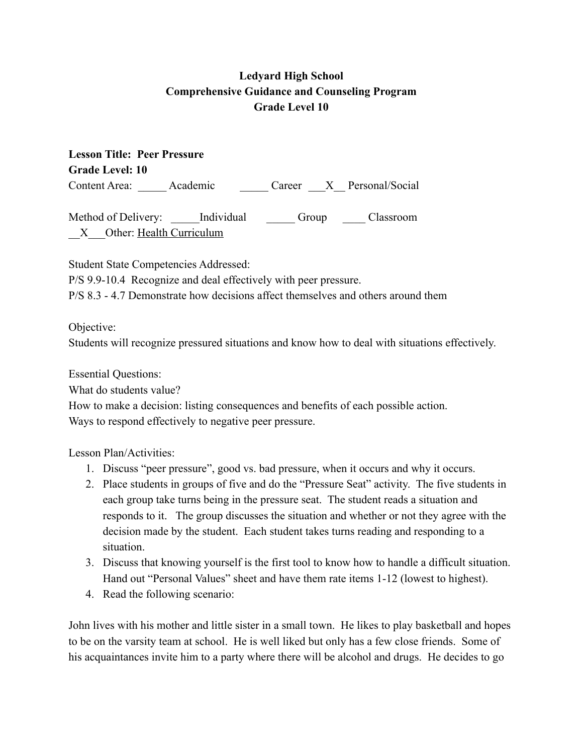**Ledyard High School**
**Comprehensive Guidance and Counseling Program**
**Grade Level 10**

**Lesson Title: Peer Pressure**
**Grade Level: 10**
Content Area: _____ Academic _____ Career ___X__ Personal/Social

Method of Delivery: _____Individual _____ Group ____ Classroom
__X___Other: Health Curriculum

Student State Competencies Addressed:
P/S 9.9-10.4 Recognize and deal effectively with peer pressure.
P/S 8.3 - 4.7 Demonstrate how decisions affect themselves and others around them

Objective:
Students will recognize pressured situations and know how to deal with situations effectively.

Essential Questions:
What do students value?
How to make a decision: listing consequences and benefits of each possible action.
Ways to respond effectively to negative peer pressure.

Lesson Plan/Activities:

1. Discuss "peer pressure", good vs. bad pressure, when it occurs and why it occurs.
2. Place students in groups of five and do the "Pressure Seat" activity. The five students in each group take turns being in the pressure seat. The student reads a situation and responds to it. The group discusses the situation and whether or not they agree with the decision made by the student. Each student takes turns reading and responding to a situation.
3. Discuss that knowing yourself is the first tool to know how to handle a difficult situation. Hand out "Personal Values" sheet and have them rate items 1-12 (lowest to highest).
4. Read the following scenario:

John lives with his mother and little sister in a small town. He likes to play basketball and hopes to be on the varsity team at school. He is well liked but only has a few close friends. Some of his acquaintances invite him to a party where there will be alcohol and drugs. He decides to go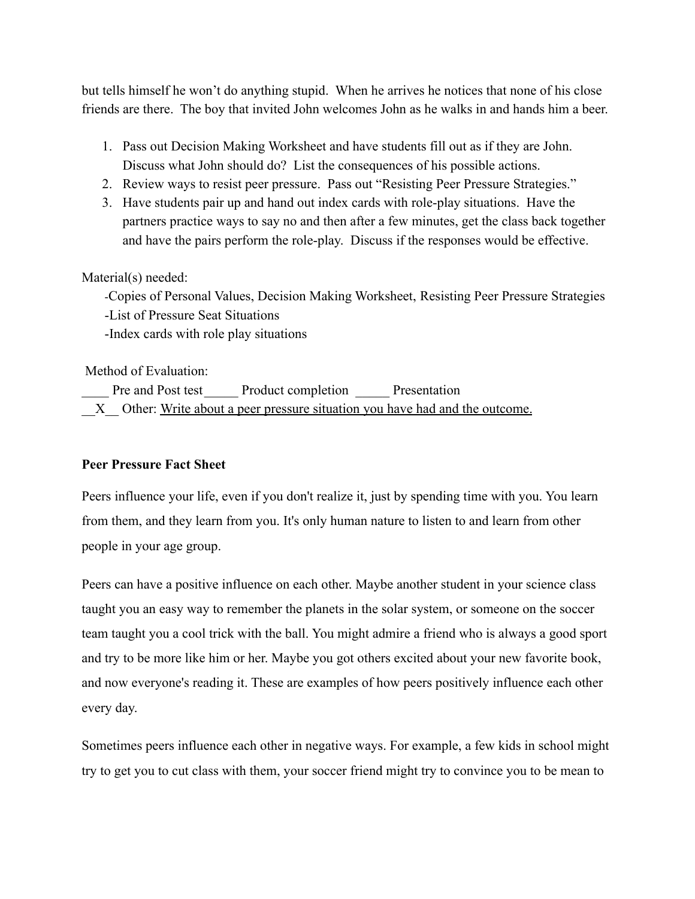but tells himself he won't do anything stupid.  When he arrives he notices that none of his close friends are there.  The boy that invited John welcomes John as he walks in and hands him a beer.

1. Pass out Decision Making Worksheet and have students fill out as if they are John. Discuss what John should do?  List the consequences of his possible actions.
2. Review ways to resist peer pressure.  Pass out "Resisting Peer Pressure Strategies."
3. Have students pair up and hand out index cards with role-play situations.  Have the partners practice ways to say no and then after a few minutes, get the class back together and have the pairs perform the role-play.  Discuss if the responses would be effective.

Material(s) needed:

-Copies of Personal Values, Decision Making Worksheet, Resisting Peer Pressure Strategies
-List of Pressure Seat Situations
-Index cards with role play situations

Method of Evaluation:

____ Pre and Post test_____ Product completion _____ Presentation
__X__ Other: <u>Write about a peer pressure situation you have had and the outcome.</u>

**Peer Pressure Fact Sheet**

Peers influence your life, even if you don't realize it, just by spending time with you. You learn from them, and they learn from you. It's only human nature to listen to and learn from other people in your age group.

Peers can have a positive influence on each other. Maybe another student in your science class taught you an easy way to remember the planets in the solar system, or someone on the soccer team taught you a cool trick with the ball. You might admire a friend who is always a good sport and try to be more like him or her. Maybe you got others excited about your new favorite book, and now everyone's reading it. These are examples of how peers positively influence each other every day.

Sometimes peers influence each other in negative ways. For example, a few kids in school might try to get you to cut class with them, your soccer friend might try to convince you to be mean to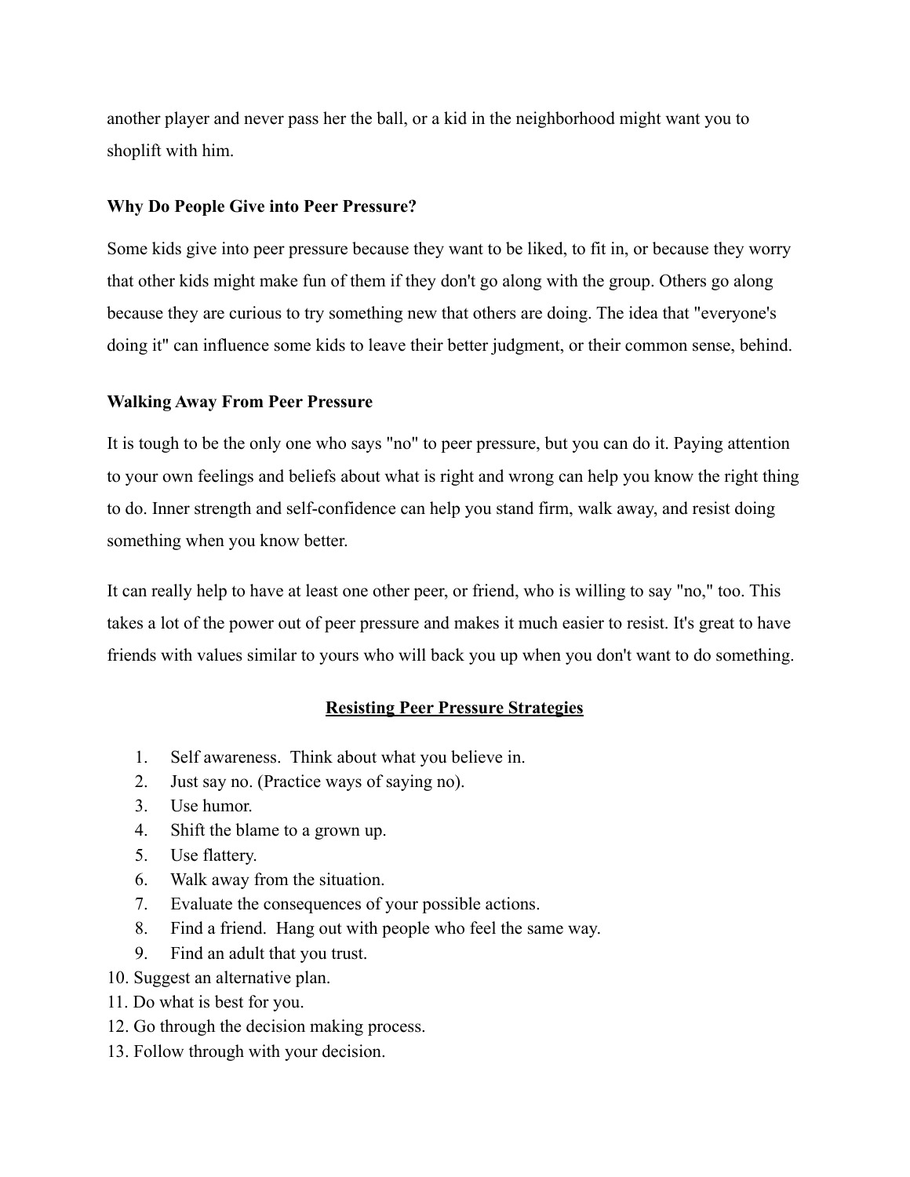another player and never pass her the ball, or a kid in the neighborhood might want you to shoplift with him.

**Why Do People Give into Peer Pressure?**

Some kids give into peer pressure because they want to be liked, to fit in, or because they worry that other kids might make fun of them if they don't go along with the group. Others go along because they are curious to try something new that others are doing. The idea that "everyone's doing it" can influence some kids to leave their better judgment, or their common sense, behind.

**Walking Away From Peer Pressure**

It is tough to be the only one who says "no" to peer pressure, but you can do it. Paying attention to your own feelings and beliefs about what is right and wrong can help you know the right thing to do. Inner strength and self-confidence can help you stand firm, walk away, and resist doing something when you know better.

It can really help to have at least one other peer, or friend, who is willing to say "no," too. This takes a lot of the power out of peer pressure and makes it much easier to resist. It's great to have friends with values similar to yours who will back you up when you don't want to do something.

**Resisting Peer Pressure Strategies**

1. Self awareness. Think about what you believe in.
2. Just say no. (Practice ways of saying no).
3. Use humor.
4. Shift the blame to a grown up.
5. Use flattery.
6. Walk away from the situation.
7. Evaluate the consequences of your possible actions.
8. Find a friend. Hang out with people who feel the same way.
9. Find an adult that you trust.
10. Suggest an alternative plan.
11. Do what is best for you.
12. Go through the decision making process.
13. Follow through with your decision.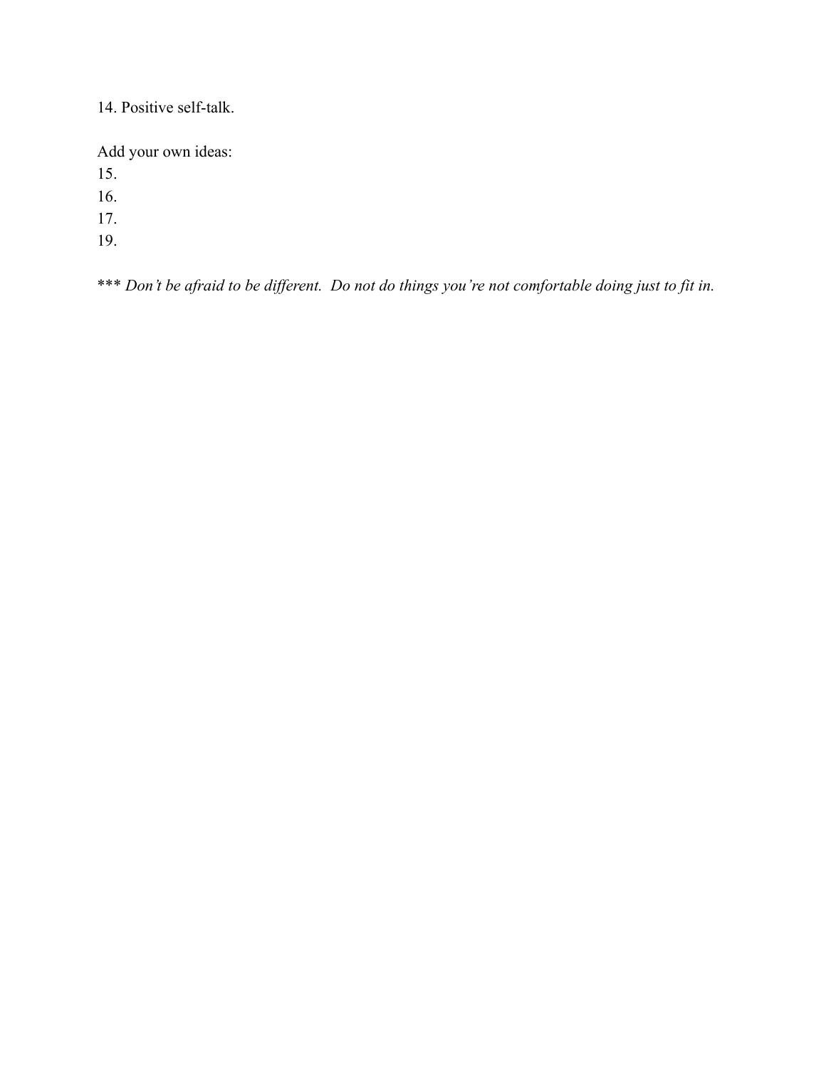14. Positive self-talk.

Add your own ideas:
15.
16.
17.
19.

*** *Don't be afraid to be different. Do not do things you're not comfortable doing just to fit in.*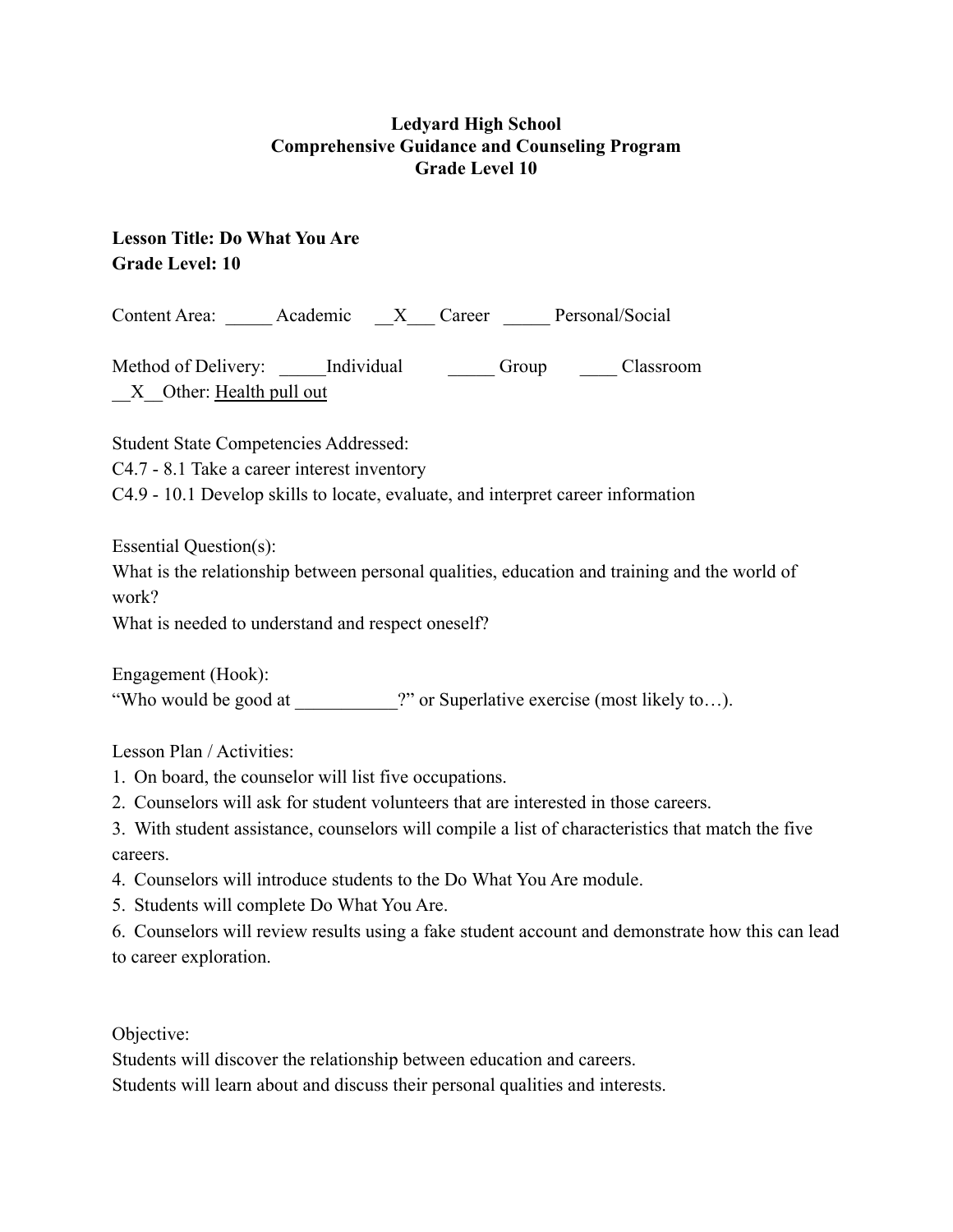**Ledyard High School**
**Comprehensive Guidance and Counseling Program**
**Grade Level 10**

**Lesson Title: Do What You Are**
**Grade Level: 10**

Content Area: _____ Academic __X___ Career _____ Personal/Social

Method of Delivery: _____Individual _____ Group ____ Classroom
__X__Other: Health pull out

Student State Competencies Addressed:
C4.7 - 8.1 Take a career interest inventory
C4.9 - 10.1 Develop skills to locate, evaluate, and interpret career information

Essential Question(s):
What is the relationship between personal qualities, education and training and the world of work?
What is needed to understand and respect oneself?

Engagement (Hook):
"Who would be good at ___________?" or Superlative exercise (most likely to…).

Lesson Plan / Activities:

1. On board, the counselor will list five occupations.
2. Counselors will ask for student volunteers that are interested in those careers.
3. With student assistance, counselors will compile a list of characteristics that match the five careers.
4. Counselors will introduce students to the Do What You Are module.
5. Students will complete Do What You Are.
6. Counselors will review results using a fake student account and demonstrate how this can lead to career exploration.

Objective:
Students will discover the relationship between education and careers.
Students will learn about and discuss their personal qualities and interests.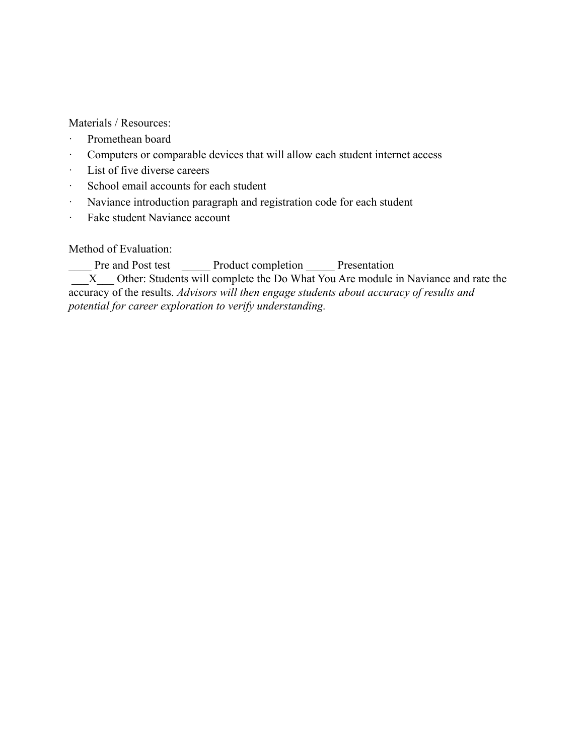Materials / Resources:

- Promethean board
- Computers or comparable devices that will allow each student internet access
- List of five diverse careers
- School email accounts for each student
- Naviance introduction paragraph and registration code for each student
- Fake student Naviance account

Method of Evaluation:

____ Pre and Post test _____ Product completion _____ Presentation
___X___ Other: Students will complete the Do What You Are module in Naviance and rate the accuracy of the results. *Advisors will then engage students about accuracy of results and potential for career exploration to verify understanding.*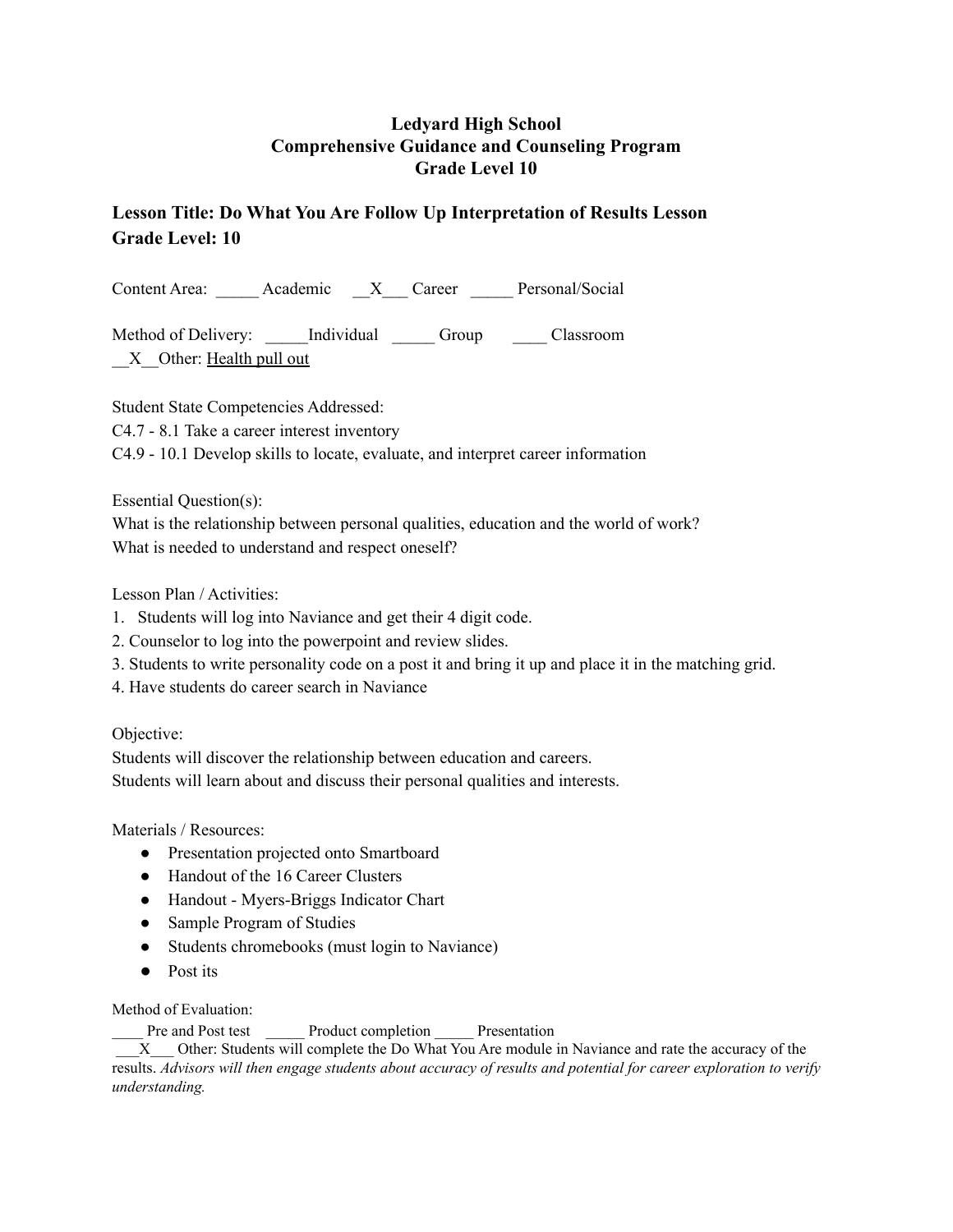**Ledyard High School**
**Comprehensive Guidance and Counseling Program**
**Grade Level 10**

## Lesson Title: Do What You Are Follow Up Interpretation of Results Lesson
## Grade Level: 10

Content Area: _____ Academic __X___ Career _____ Personal/Social

Method of Delivery: _____Individual _____ Group ____ Classroom
__X__Other: Health pull out

Student State Competencies Addressed:
C4.7 - 8.1 Take a career interest inventory
C4.9 - 10.1 Develop skills to locate, evaluate, and interpret career information

Essential Question(s):
What is the relationship between personal qualities, education and the world of work?
What is needed to understand and respect oneself?

Lesson Plan / Activities:

1. Students will log into Naviance and get their 4 digit code.
2. Counselor to log into the powerpoint and review slides.
3. Students to write personality code on a post it and bring it up and place it in the matching grid.
4. Have students do career search in Naviance

Objective:
Students will discover the relationship between education and careers.
Students will learn about and discuss their personal qualities and interests.

Materials / Resources:

- Presentation projected onto Smartboard
- Handout of the 16 Career Clusters
- Handout - Myers-Briggs Indicator Chart
- Sample Program of Studies
- Students chromebooks (must login to Naviance)
- Post its

Method of Evaluation:
____ Pre and Post test _____ Product completion _____ Presentation
___X___ Other: Students will complete the Do What You Are module in Naviance and rate the accuracy of the results. *Advisors will then engage students about accuracy of results and potential for career exploration to verify understanding.*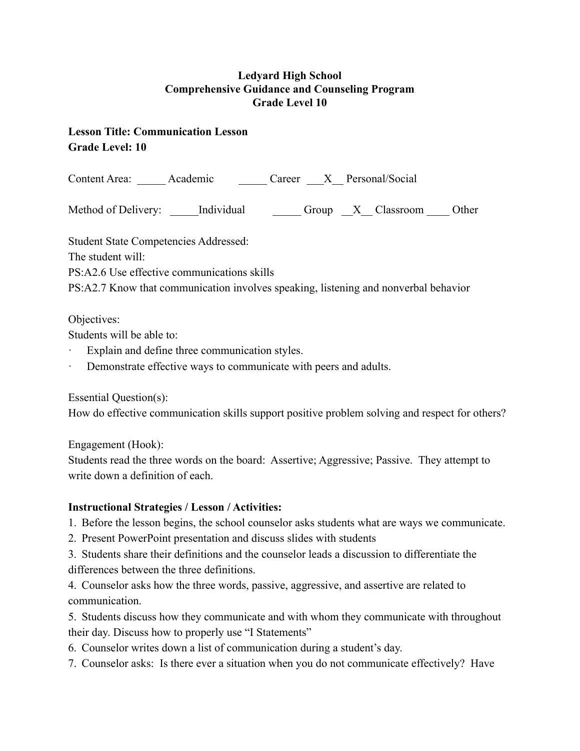**Ledyard High School**
**Comprehensive Guidance and Counseling Program**
**Grade Level 10**

**Lesson Title: Communication Lesson**
**Grade Level: 10**

Content Area: _____ Academic _____ Career ___X__ Personal/Social

Method of Delivery: _____Individual _____ Group __X__ Classroom ____ Other

Student State Competencies Addressed:
The student will:
PS:A2.6 Use effective communications skills
PS:A2.7 Know that communication involves speaking, listening and nonverbal behavior

Objectives:
Students will be able to:

- Explain and define three communication styles.
- Demonstrate effective ways to communicate with peers and adults.

Essential Question(s):
How do effective communication skills support positive problem solving and respect for others?

Engagement (Hook):
Students read the three words on the board: Assertive; Aggressive; Passive. They attempt to write down a definition of each.

**Instructional Strategies / Lesson / Activities:**

1. Before the lesson begins, the school counselor asks students what are ways we communicate.
2. Present PowerPoint presentation and discuss slides with students
3. Students share their definitions and the counselor leads a discussion to differentiate the differences between the three definitions.
4. Counselor asks how the three words, passive, aggressive, and assertive are related to communication.
5. Students discuss how they communicate and with whom they communicate with throughout their day. Discuss how to properly use "I Statements"
6. Counselor writes down a list of communication during a student's day.
7. Counselor asks: Is there ever a situation when you do not communicate effectively? Have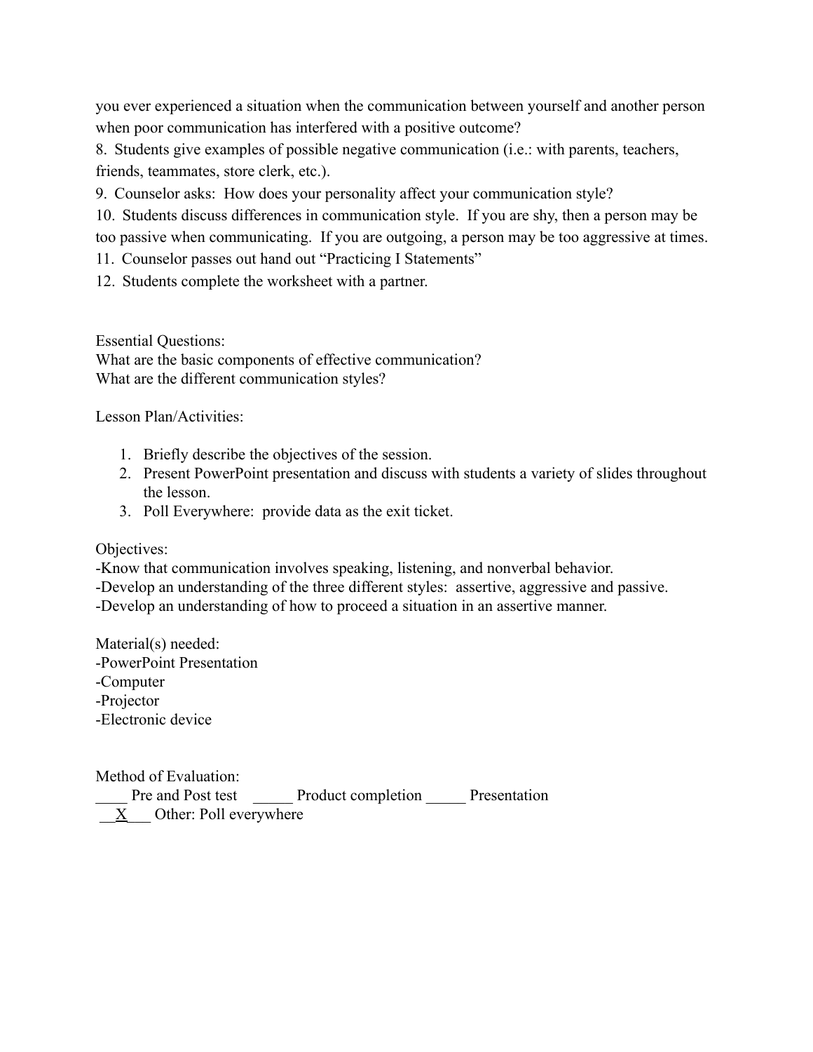you ever experienced a situation when the communication between yourself and another person when poor communication has interfered with a positive outcome?

8. Students give examples of possible negative communication (i.e.: with parents, teachers, friends, teammates, store clerk, etc.).

9. Counselor asks: How does your personality affect your communication style?

10. Students discuss differences in communication style. If you are shy, then a person may be too passive when communicating. If you are outgoing, a person may be too aggressive at times.

11. Counselor passes out hand out "Practicing I Statements"

12. Students complete the worksheet with a partner.

Essential Questions:
What are the basic components of effective communication?
What are the different communication styles?

Lesson Plan/Activities:

1. Briefly describe the objectives of the session.
2. Present PowerPoint presentation and discuss with students a variety of slides throughout the lesson.
3. Poll Everywhere: provide data as the exit ticket.

Objectives:
-Know that communication involves speaking, listening, and nonverbal behavior.
-Develop an understanding of the three different styles: assertive, aggressive and passive.
-Develop an understanding of how to proceed a situation in an assertive manner.

Material(s) needed:
-PowerPoint Presentation
-Computer
-Projector
-Electronic device

Method of Evaluation:
____ Pre and Post test _____ Product completion _____ Presentation
__X___ Other: Poll everywhere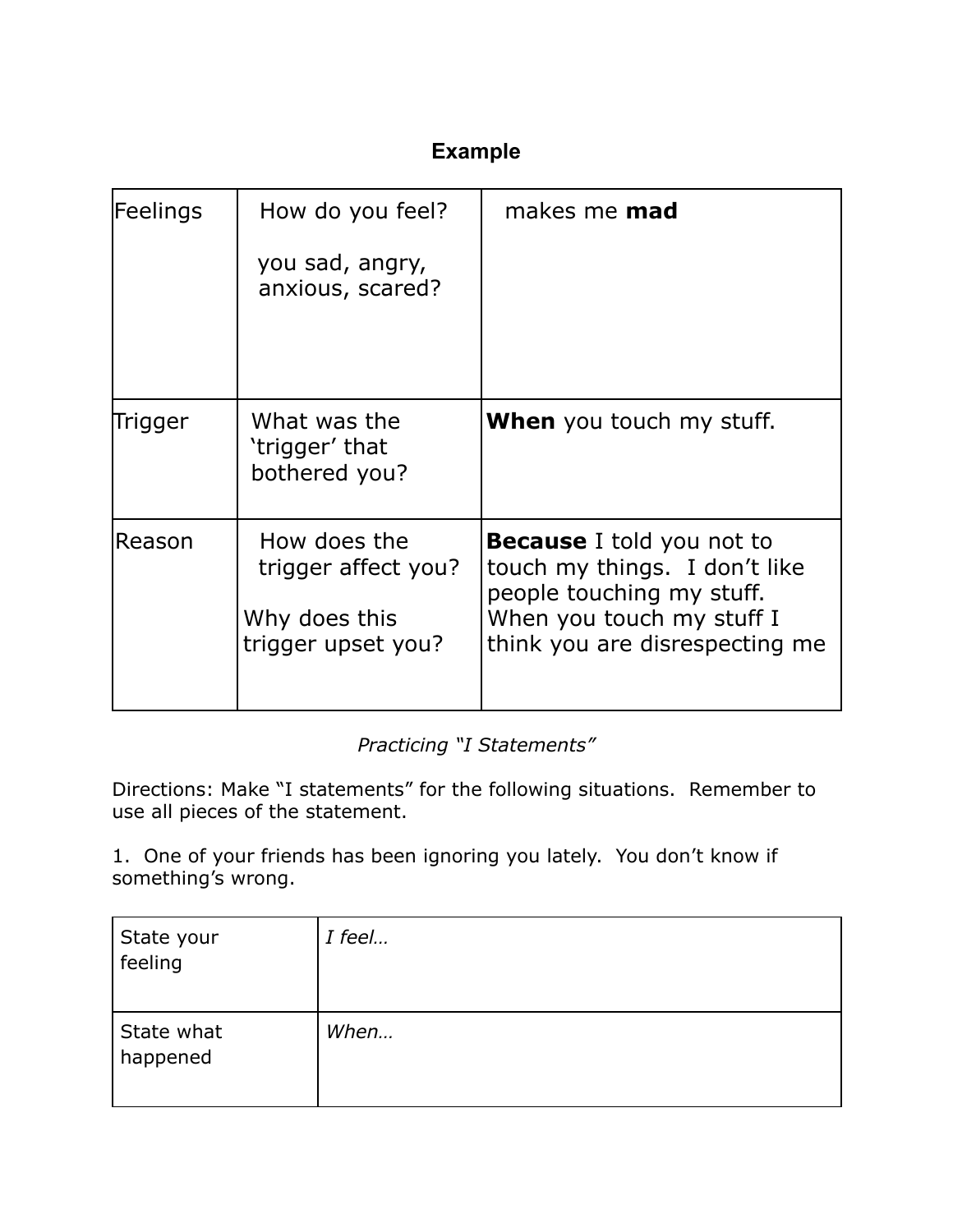## Example

| Feelings | How do you feel?<br><br>you sad, angry, anxious, scared? | makes me **mad** |
|---|---|---|
| Trigger | What was the 'trigger' that bothered you? | **When** you touch my stuff. |
| Reason | How does the trigger affect you?<br><br>Why does this trigger upset you? | **Because** I told you not to touch my things. I don't like people touching my stuff. When you touch my stuff I think you are disrespecting me |

*Practicing "I Statements"*

Directions: Make "I statements" for the following situations. Remember to use all pieces of the statement.

1. One of your friends has been ignoring you lately. You don't know if something's wrong.

| State your feeling | *I feel…* |
|---|---|
| State what happened | *When…* |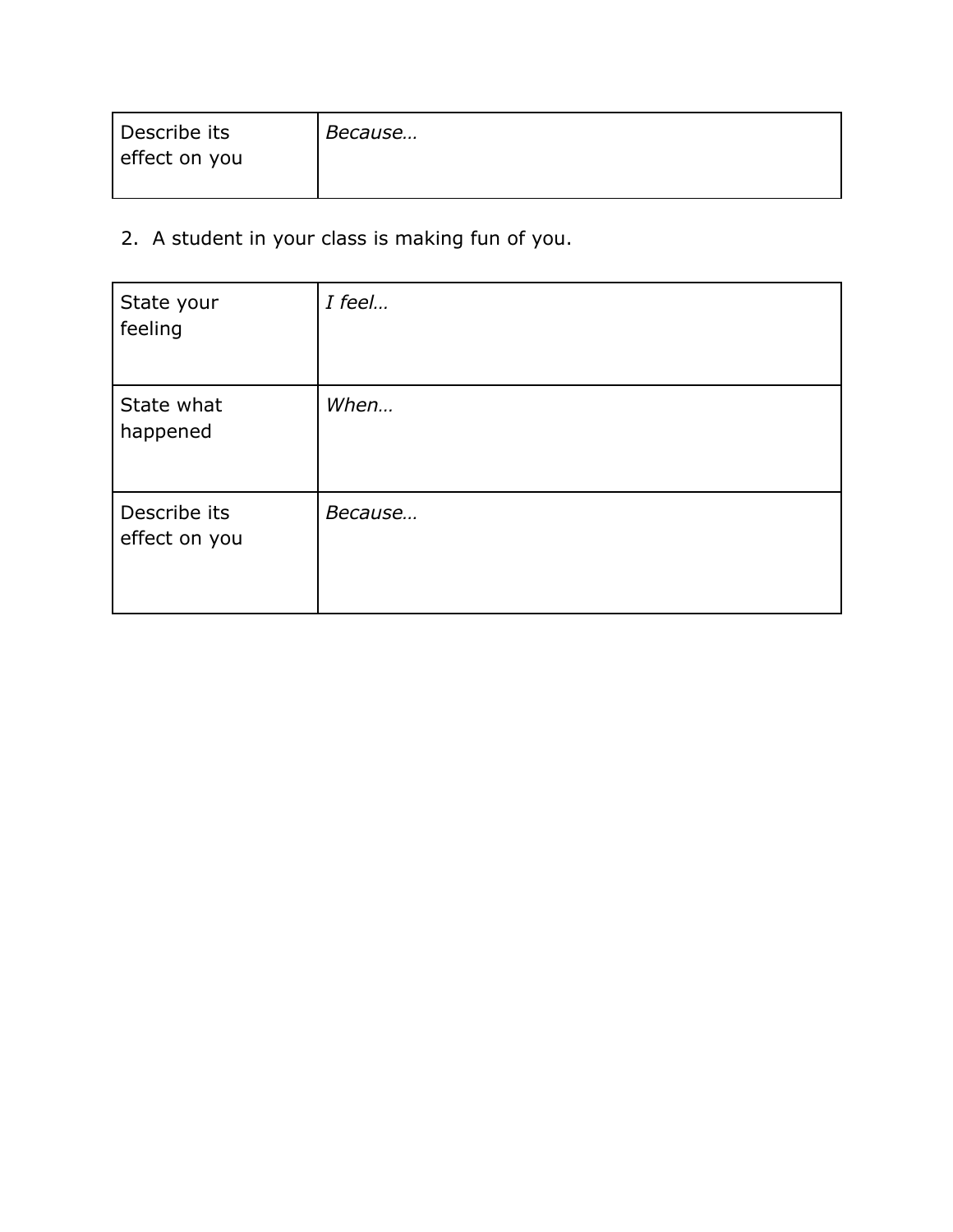| Describe its effect on you | *Because…* |
| --- | --- |

2. A student in your class is making fun of you.

| State your feeling | *I feel…* |
| --- | --- |
| State what happened | *When…* |
| Describe its effect on you | *Because…* |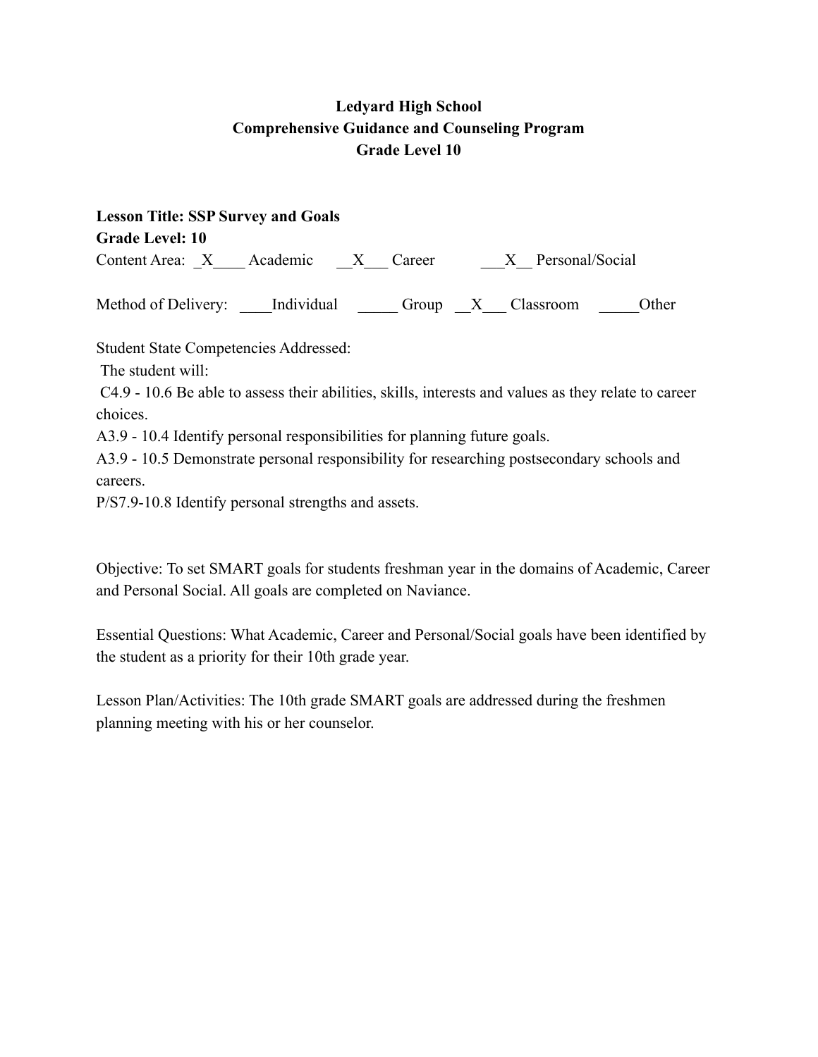**Ledyard High School**
**Comprehensive Guidance and Counseling Program**
**Grade Level 10**

**Lesson Title: SSP Survey and Goals**
**Grade Level: 10**
Content Area: _X____ Academic __X___ Career ___X__ Personal/Social

Method of Delivery: ____Individual _____ Group __X___ Classroom _____Other

Student State Competencies Addressed:
The student will:
C4.9 - 10.6 Be able to assess their abilities, skills, interests and values as they relate to career choices.
A3.9 - 10.4 Identify personal responsibilities for planning future goals.
A3.9 - 10.5 Demonstrate personal responsibility for researching postsecondary schools and careers.
P/S7.9-10.8 Identify personal strengths and assets.

Objective: To set SMART goals for students freshman year in the domains of Academic, Career and Personal Social. All goals are completed on Naviance.

Essential Questions: What Academic, Career and Personal/Social goals have been identified by the student as a priority for their 10th grade year.

Lesson Plan/Activities: The 10th grade SMART goals are addressed during the freshmen planning meeting with his or her counselor.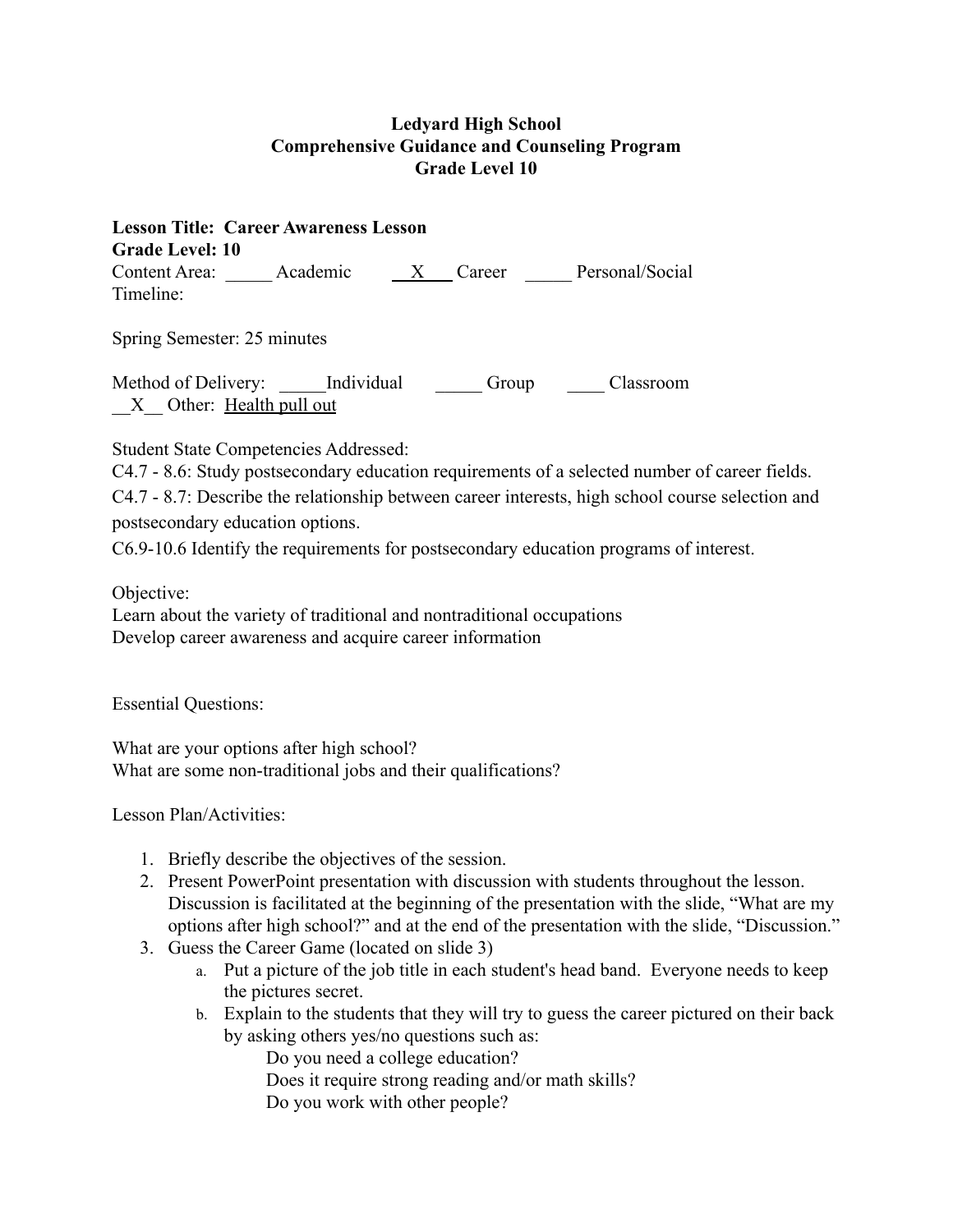**Ledyard High School**
**Comprehensive Guidance and Counseling Program**
**Grade Level 10**

**Lesson Title: Career Awareness Lesson**
**Grade Level: 10**
Content Area: _____ Academic __X__ Career _____ Personal/Social
Timeline:

Spring Semester: 25 minutes

Method of Delivery: _____Individual _____ Group ____ Classroom
__X__ Other: Health pull out

Student State Competencies Addressed:
C4.7 - 8.6: Study postsecondary education requirements of a selected number of career fields.
C4.7 - 8.7: Describe the relationship between career interests, high school course selection and postsecondary education options.
C6.9-10.6 Identify the requirements for postsecondary education programs of interest.

Objective:
Learn about the variety of traditional and nontraditional occupations
Develop career awareness and acquire career information

Essential Questions:

What are your options after high school?
What are some non-traditional jobs and their qualifications?

Lesson Plan/Activities:

1. Briefly describe the objectives of the session.
2. Present PowerPoint presentation with discussion with students throughout the lesson. Discussion is facilitated at the beginning of the presentation with the slide, "What are my options after high school?" and at the end of the presentation with the slide, "Discussion."
3. Guess the Career Game (located on slide 3)
   a. Put a picture of the job title in each student's head band. Everyone needs to keep the pictures secret.
   b. Explain to the students that they will try to guess the career pictured on their back by asking others yes/no questions such as:
      Do you need a college education?
      Does it require strong reading and/or math skills?
      Do you work with other people?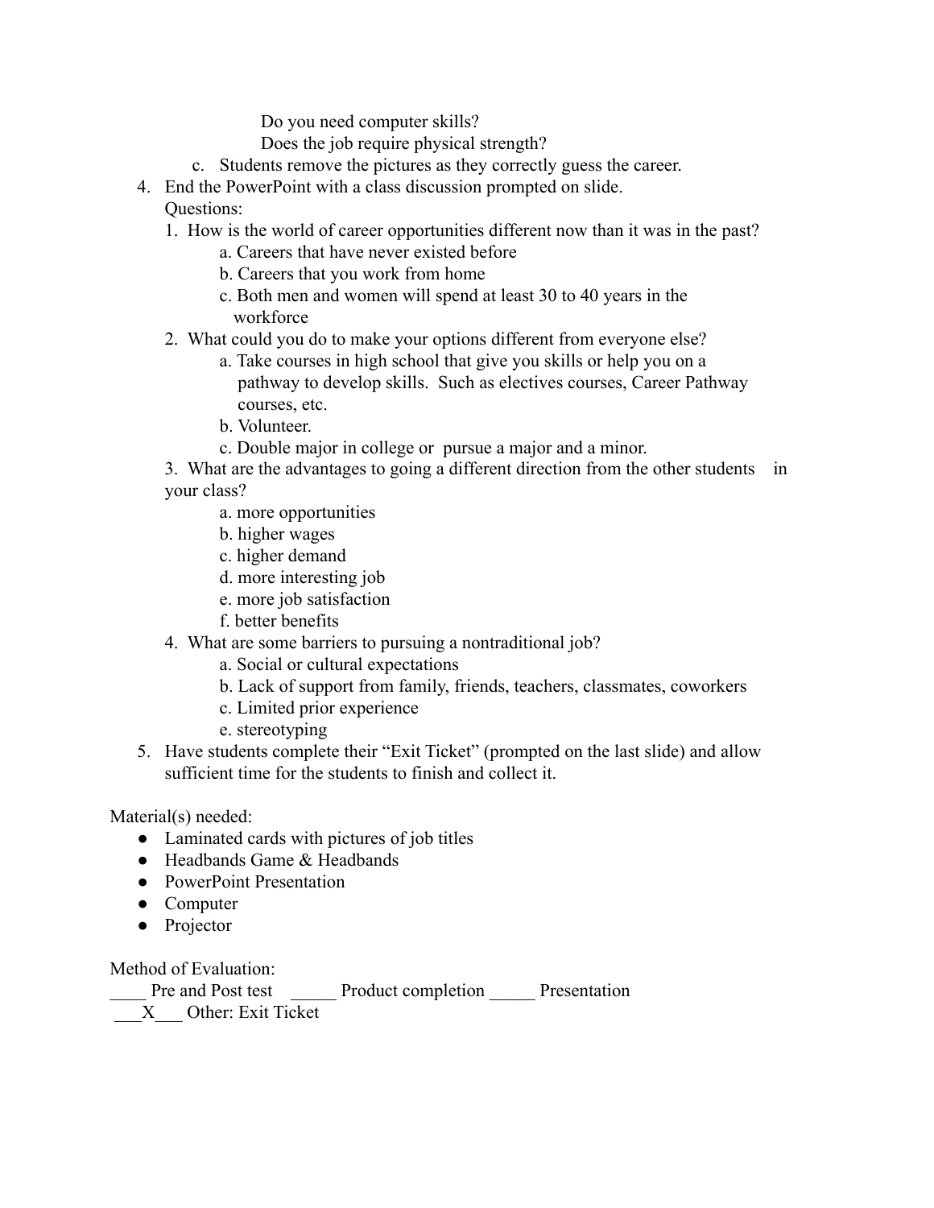Do you need computer skills?
Does the job require physical strength?

   c. Students remove the pictures as they correctly guess the career.

4. End the PowerPoint with a class discussion prompted on slide.
   Questions:
   1. How is the world of career opportunities different now than it was in the past?
      a. Careers that have never existed before
      b. Careers that you work from home
      c. Both men and women will spend at least 30 to 40 years in the workforce
   2. What could you do to make your options different from everyone else?
      a. Take courses in high school that give you skills or help you on a pathway to develop skills. Such as electives courses, Career Pathway courses, etc.
      b. Volunteer.
      c. Double major in college or pursue a major and a minor.
   3. What are the advantages to going a different direction from the other students in your class?
      a. more opportunities
      b. higher wages
      c. higher demand
      d. more interesting job
      e. more job satisfaction
      f. better benefits
   4. What are some barriers to pursuing a nontraditional job?
      a. Social or cultural expectations
      b. Lack of support from family, friends, teachers, classmates, coworkers
      c. Limited prior experience
      e. stereotyping
5. Have students complete their "Exit Ticket" (prompted on the last slide) and allow sufficient time for the students to finish and collect it.

Material(s) needed:

- Laminated cards with pictures of job titles
- Headbands Game & Headbands
- PowerPoint Presentation
- Computer
- Projector

Method of Evaluation:

____ Pre and Post test _____ Product completion _____ Presentation
___X___ Other: Exit Ticket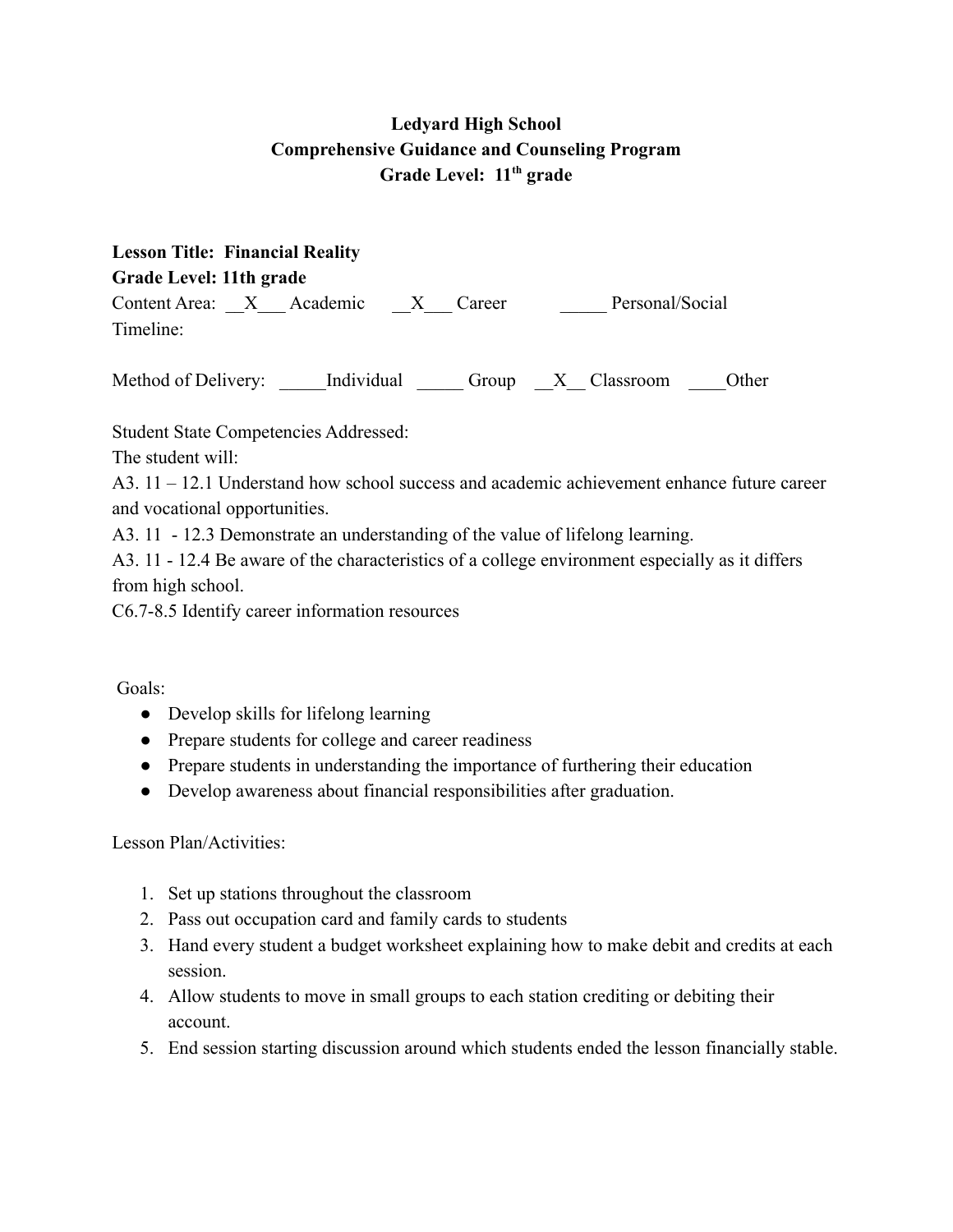**Ledyard High School**
**Comprehensive Guidance and Counseling Program**
**Grade Level: 11th grade**

**Lesson Title: Financial Reality**
**Grade Level: 11th grade**
Content Area: __X___ Academic __X___ Career _____ Personal/Social
Timeline:

Method of Delivery: _____Individual _____ Group __X__ Classroom ____Other

Student State Competencies Addressed:
The student will:
A3. 11 – 12.1 Understand how school success and academic achievement enhance future career and vocational opportunities.
A3. 11 - 12.3 Demonstrate an understanding of the value of lifelong learning.
A3. 11 - 12.4 Be aware of the characteristics of a college environment especially as it differs from high school.
C6.7-8.5 Identify career information resources

Goals:

- Develop skills for lifelong learning
- Prepare students for college and career readiness
- Prepare students in understanding the importance of furthering their education
- Develop awareness about financial responsibilities after graduation.

Lesson Plan/Activities:

1. Set up stations throughout the classroom
2. Pass out occupation card and family cards to students
3. Hand every student a budget worksheet explaining how to make debit and credits at each session.
4. Allow students to move in small groups to each station crediting or debiting their account.
5. End session starting discussion around which students ended the lesson financially stable.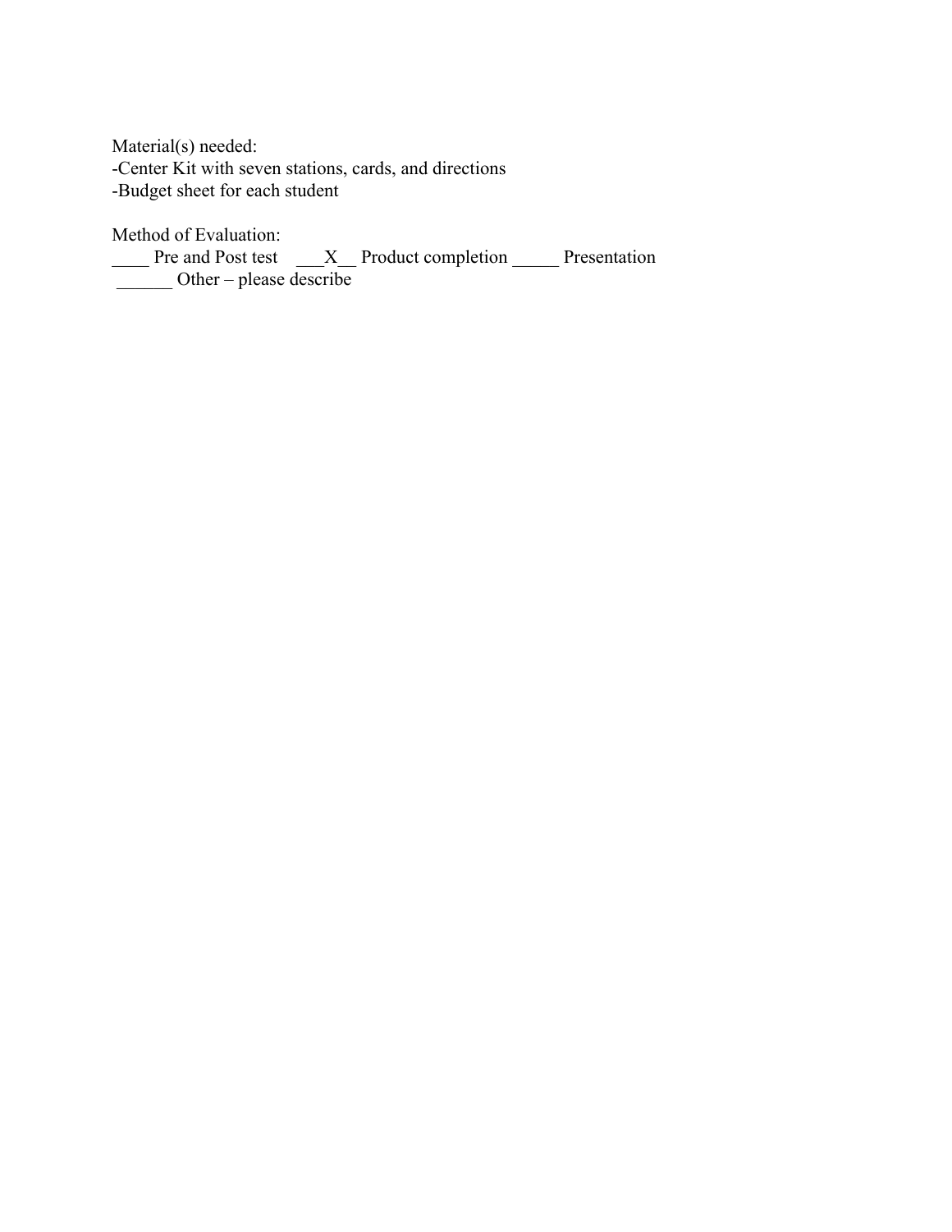Material(s) needed:
-Center Kit with seven stations, cards, and directions
-Budget sheet for each student

Method of Evaluation:
____ Pre and Post test ___X__ Product completion _____ Presentation
______ Other – please describe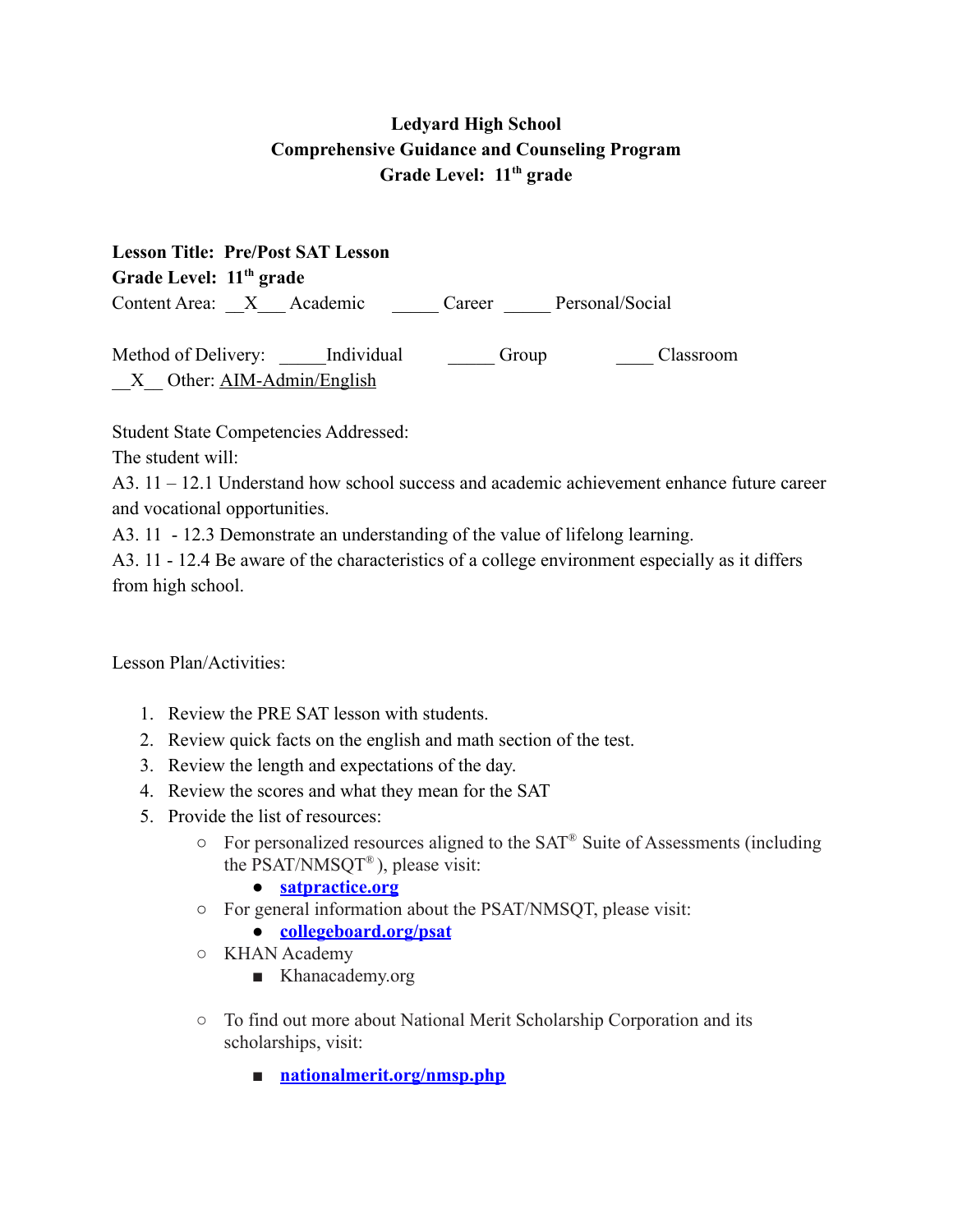**Ledyard High School**
**Comprehensive Guidance and Counseling Program**
**Grade Level: 11th grade**

**Lesson Title: Pre/Post SAT Lesson**
**Grade Level: 11th grade**
Content Area: __X___ Academic _____ Career _____ Personal/Social

Method of Delivery: _____Individual _____ Group ____ Classroom
__X__ Other: AIM-Admin/English

Student State Competencies Addressed:
The student will:
A3. 11 – 12.1 Understand how school success and academic achievement enhance future career and vocational opportunities.
A3. 11 - 12.3 Demonstrate an understanding of the value of lifelong learning.
A3. 11 - 12.4 Be aware of the characteristics of a college environment especially as it differs from high school.

Lesson Plan/Activities:

1. Review the PRE SAT lesson with students.
2. Review quick facts on the english and math section of the test.
3. Review the length and expectations of the day.
4. Review the scores and what they mean for the SAT
5. Provide the list of resources:
   - For personalized resources aligned to the SAT® Suite of Assessments (including the PSAT/NMSQT®), please visit:
     - **satpractice.org**
   - For general information about the PSAT/NMSQT, please visit:
     - **collegeboard.org/psat**
   - KHAN Academy
     - Khanacademy.org
   - To find out more about National Merit Scholarship Corporation and its scholarships, visit:
     - **nationalmerit.org/nmsp.php**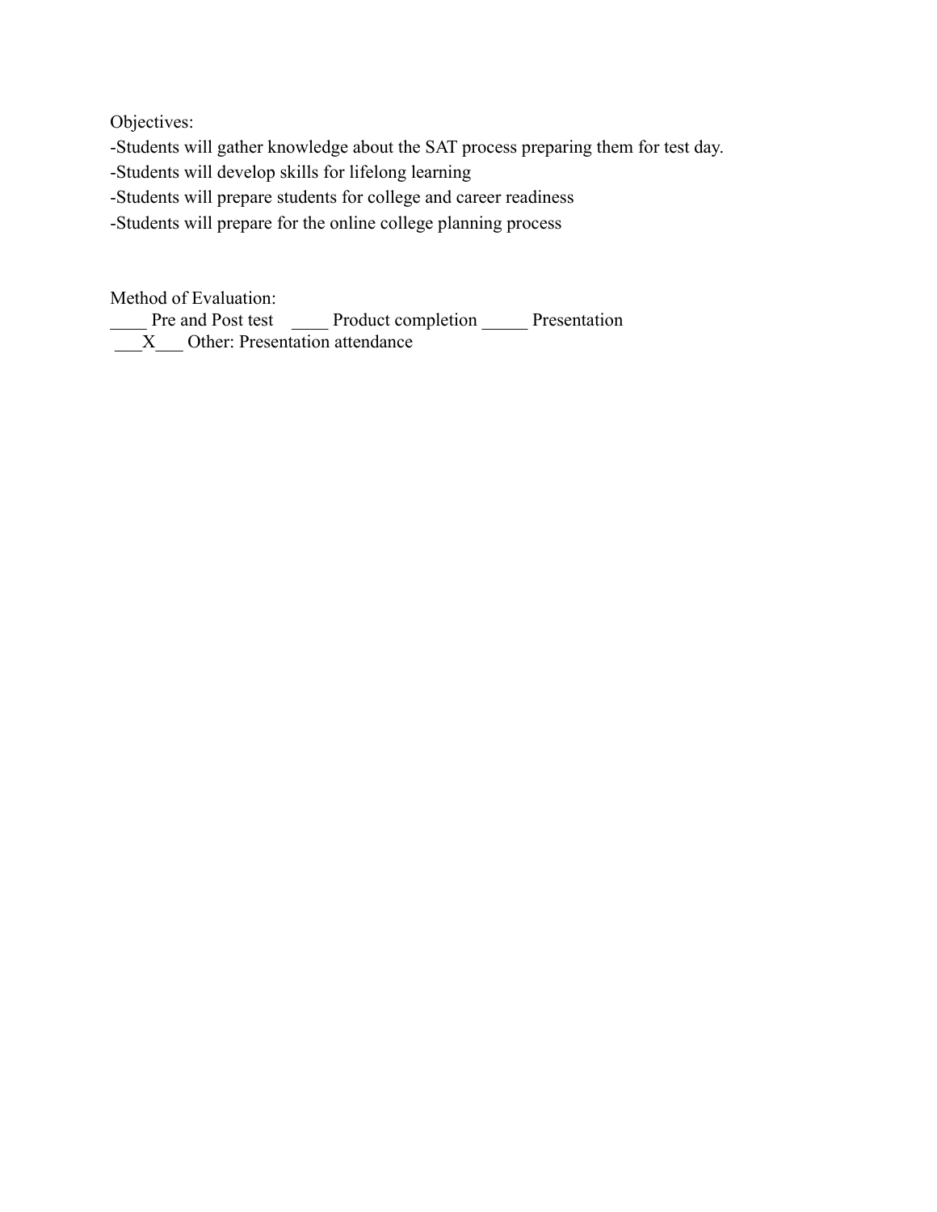Objectives:

-Students will gather knowledge about the SAT process preparing them for test day.
-Students will develop skills for lifelong learning
-Students will prepare students for college and career readiness
-Students will prepare for the online college planning process

Method of Evaluation:

____ Pre and Post test ____ Product completion _____ Presentation
___X___ Other: Presentation attendance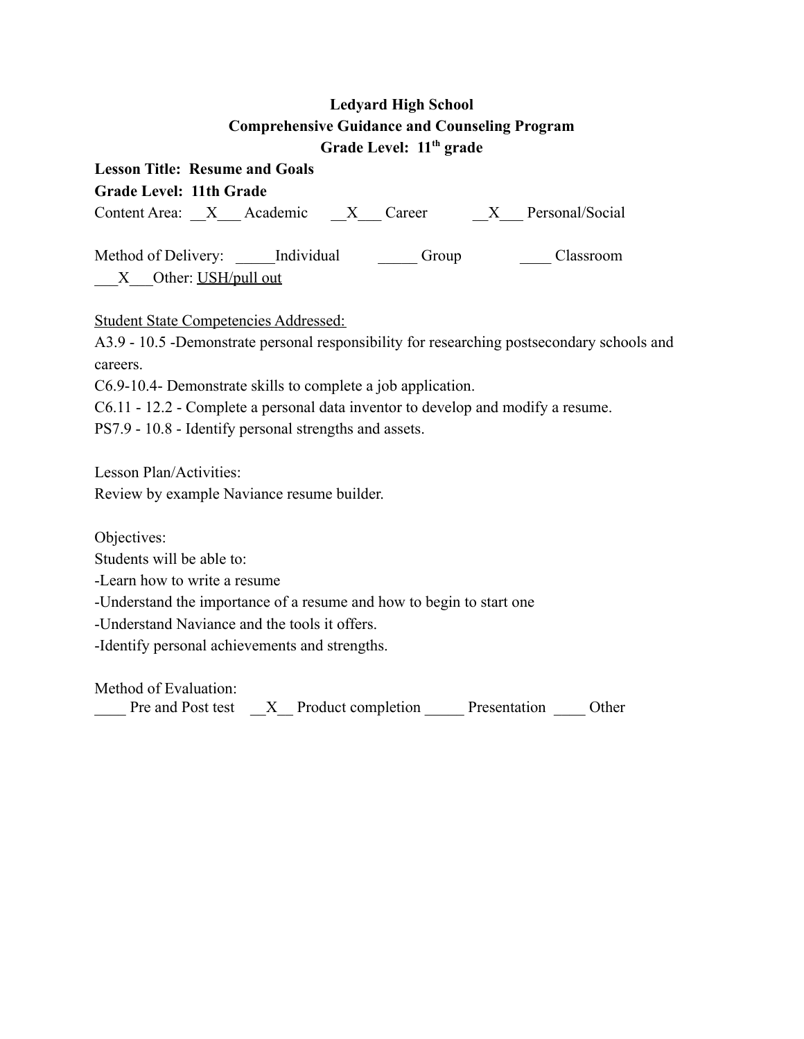**Ledyard High School**

**Comprehensive Guidance and Counseling Program**

**Grade Level: 11th grade**

**Lesson Title: Resume and Goals**

**Grade Level: 11th Grade**

Content Area: \_\_X\_\_\_ Academic \_\_X\_\_\_ Career \_\_X\_\_\_ Personal/Social

Method of Delivery: \_\_\_\_\_Individual \_\_\_\_\_ Group \_\_\_\_ Classroom \_\_\_X\_\_\_Other: USH/pull out

Student State Competencies Addressed:

A3.9 - 10.5 -Demonstrate personal responsibility for researching postsecondary schools and careers.

C6.9-10.4- Demonstrate skills to complete a job application.

C6.11 - 12.2 - Complete a personal data inventor to develop and modify a resume.

PS7.9 - 10.8 - Identify personal strengths and assets.

Lesson Plan/Activities:

Review by example Naviance resume builder.

Objectives:

Students will be able to:

-Learn how to write a resume

-Understand the importance of a resume and how to begin to start one

-Understand Naviance and the tools it offers.

-Identify personal achievements and strengths.

Method of Evaluation:

\_\_\_\_ Pre and Post test \_\_X\_\_ Product completion \_\_\_\_\_ Presentation \_\_\_\_ Other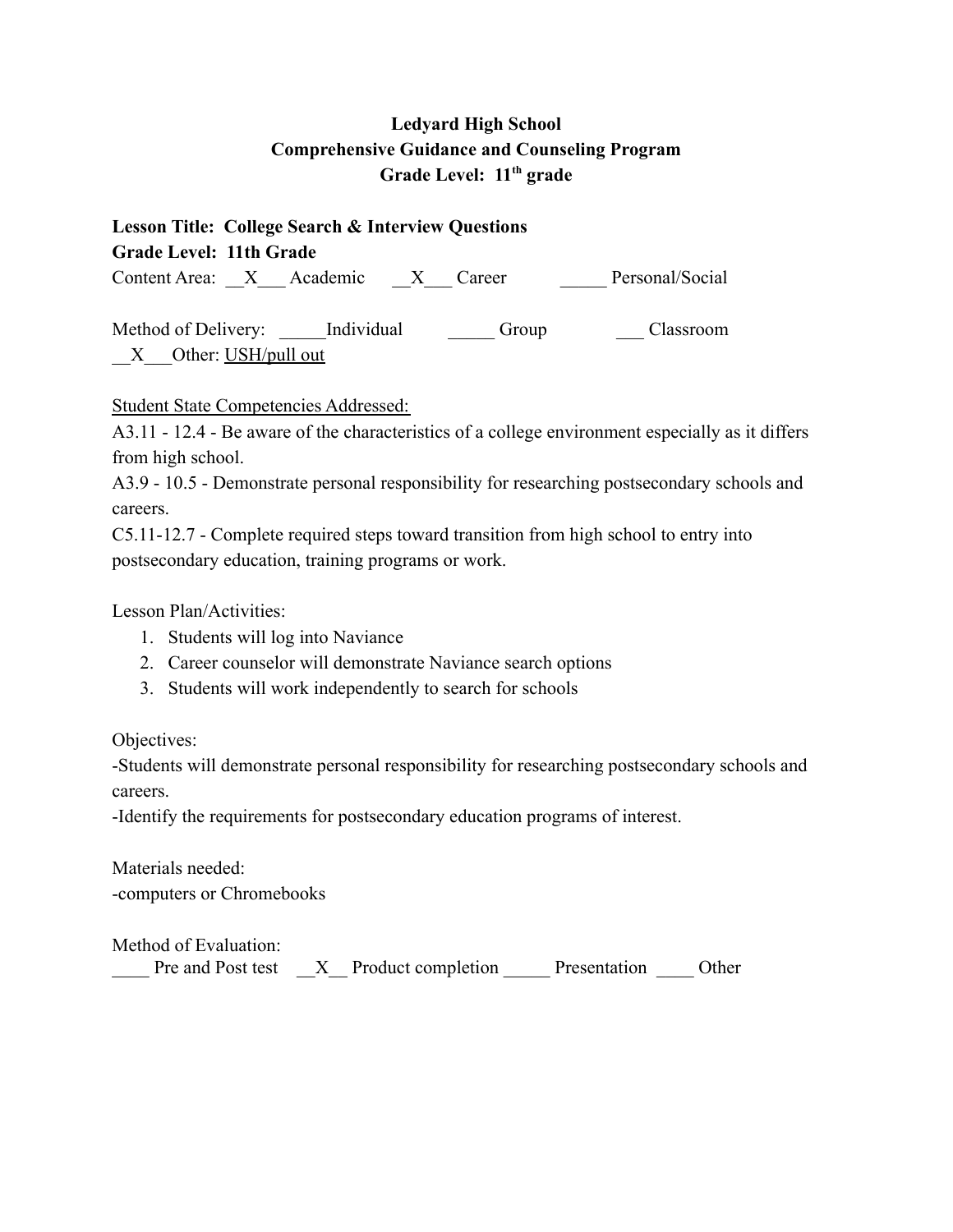**Ledyard High School**
**Comprehensive Guidance and Counseling Program**
**Grade Level: 11th grade**

**Lesson Title: College Search & Interview Questions**
**Grade Level: 11th Grade**
Content Area: __X___ Academic __X___ Career _____ Personal/Social

Method of Delivery: _____Individual _____ Group ___ Classroom
__X___Other: USH/pull out

Student State Competencies Addressed:
A3.11 - 12.4 - Be aware of the characteristics of a college environment especially as it differs from high school.
A3.9 - 10.5 - Demonstrate personal responsibility for researching postsecondary schools and careers.
C5.11-12.7 - Complete required steps toward transition from high school to entry into postsecondary education, training programs or work.

Lesson Plan/Activities:

1. Students will log into Naviance
2. Career counselor will demonstrate Naviance search options
3. Students will work independently to search for schools

Objectives:
-Students will demonstrate personal responsibility for researching postsecondary schools and careers.
-Identify the requirements for postsecondary education programs of interest.

Materials needed:
-computers or Chromebooks

Method of Evaluation:
____ Pre and Post test __X__ Product completion _____ Presentation ____ Other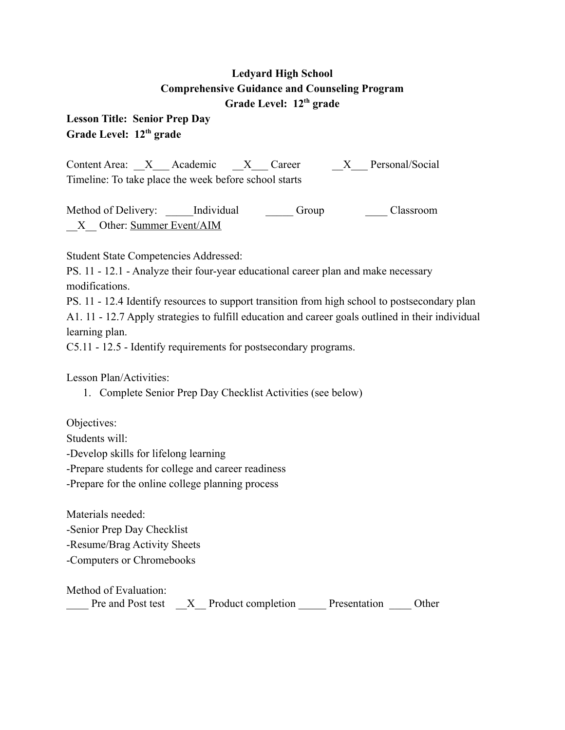**Ledyard High School**
**Comprehensive Guidance and Counseling Program**
**Grade Level: 12th grade**

**Lesson Title: Senior Prep Day**
**Grade Level: 12th grade**

Content Area: \_\_X\_\_\_ Academic \_\_X\_\_\_ Career \_\_X\_\_\_ Personal/Social
Timeline: To take place the week before school starts

Method of Delivery: \_\_\_\_\_Individual \_\_\_\_\_ Group \_\_\_\_ Classroom
\_\_X\_\_ Other: Summer Event/AIM

Student State Competencies Addressed:
PS. 11 - 12.1 - Analyze their four-year educational career plan and make necessary modifications.
PS. 11 - 12.4 Identify resources to support transition from high school to postsecondary plan
A1. 11 - 12.7 Apply strategies to fulfill education and career goals outlined in their individual learning plan.
C5.11 - 12.5 - Identify requirements for postsecondary programs.

Lesson Plan/Activities:

1. Complete Senior Prep Day Checklist Activities (see below)

Objectives:
Students will:
-Develop skills for lifelong learning
-Prepare students for college and career readiness
-Prepare for the online college planning process

Materials needed:
-Senior Prep Day Checklist
-Resume/Brag Activity Sheets
-Computers or Chromebooks

Method of Evaluation:
\_\_\_\_ Pre and Post test \_\_X\_\_ Product completion \_\_\_\_\_ Presentation \_\_\_\_ Other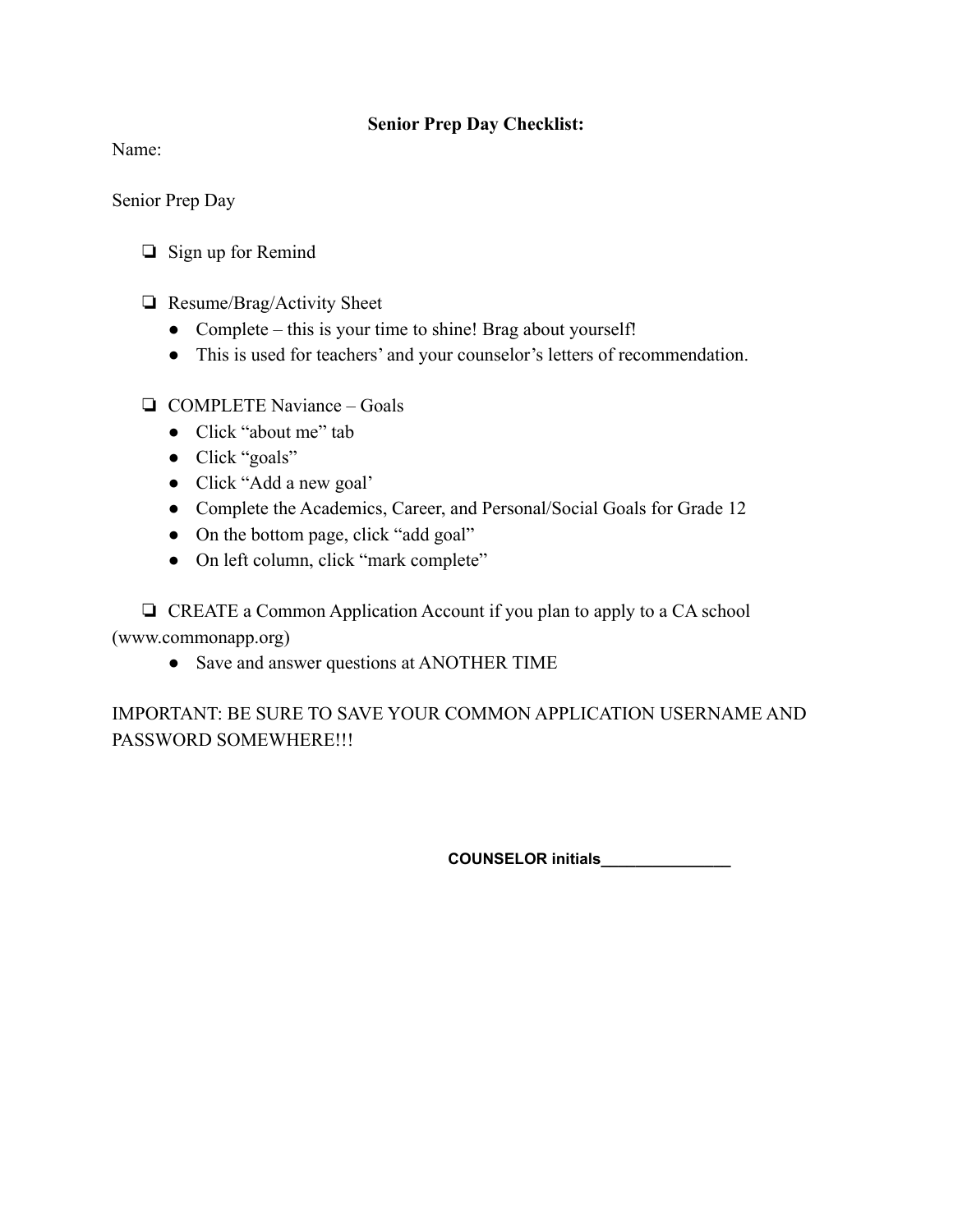## Senior Prep Day Checklist:

Name:

Senior Prep Day

- ❏ Sign up for Remind

- ❏ Resume/Brag/Activity Sheet
  - Complete – this is your time to shine! Brag about yourself!
  - This is used for teachers' and your counselor's letters of recommendation.

- ❏ COMPLETE Naviance – Goals
  - Click "about me" tab
  - Click "goals"
  - Click "Add a new goal'
  - Complete the Academics, Career, and Personal/Social Goals for Grade 12
  - On the bottom page, click "add goal"
  - On left column, click "mark complete"

- ❏ CREATE a Common Application Account if you plan to apply to a CA school (www.commonapp.org)
  - Save and answer questions at ANOTHER TIME

IMPORTANT: BE SURE TO SAVE YOUR COMMON APPLICATION USERNAME AND PASSWORD SOMEWHERE!!!

**COUNSELOR initials________________**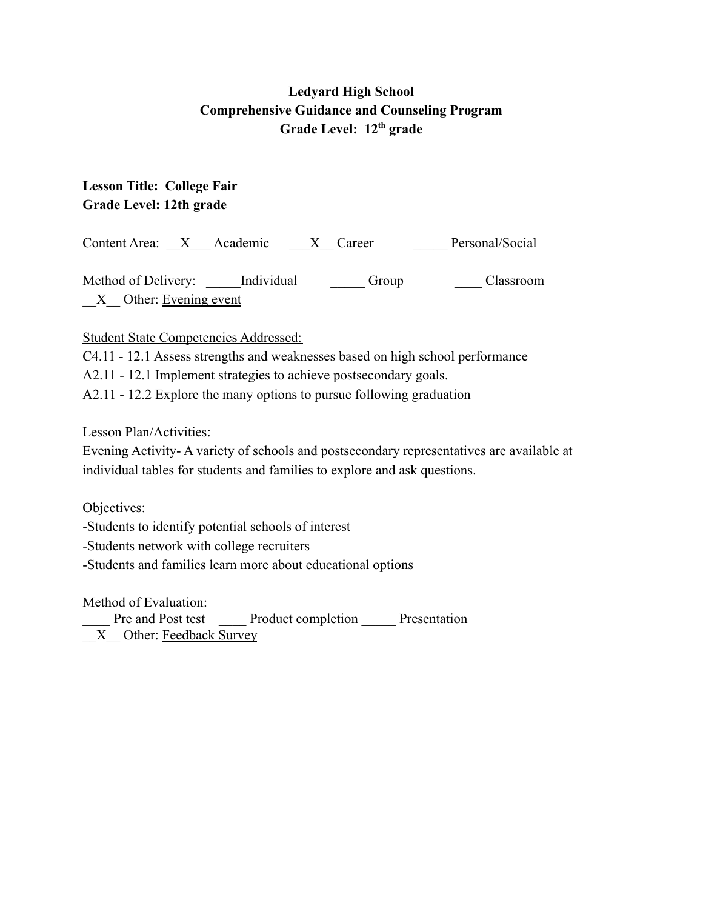**Ledyard High School**
**Comprehensive Guidance and Counseling Program**
**Grade Level: 12th grade**

**Lesson Title: College Fair**
**Grade Level: 12th grade**

Content Area: __X___ Academic ___X__ Career _____ Personal/Social

Method of Delivery: _____Individual _____ Group ____ Classroom
__X__ Other: Evening event

Student State Competencies Addressed:
C4.11 - 12.1 Assess strengths and weaknesses based on high school performance
A2.11 - 12.1 Implement strategies to achieve postsecondary goals.
A2.11 - 12.2 Explore the many options to pursue following graduation

Lesson Plan/Activities:
Evening Activity- A variety of schools and postsecondary representatives are available at individual tables for students and families to explore and ask questions.

Objectives:
-Students to identify potential schools of interest
-Students network with college recruiters
-Students and families learn more about educational options

Method of Evaluation:
____ Pre and Post test ____ Product completion _____ Presentation
__X__ Other: Feedback Survey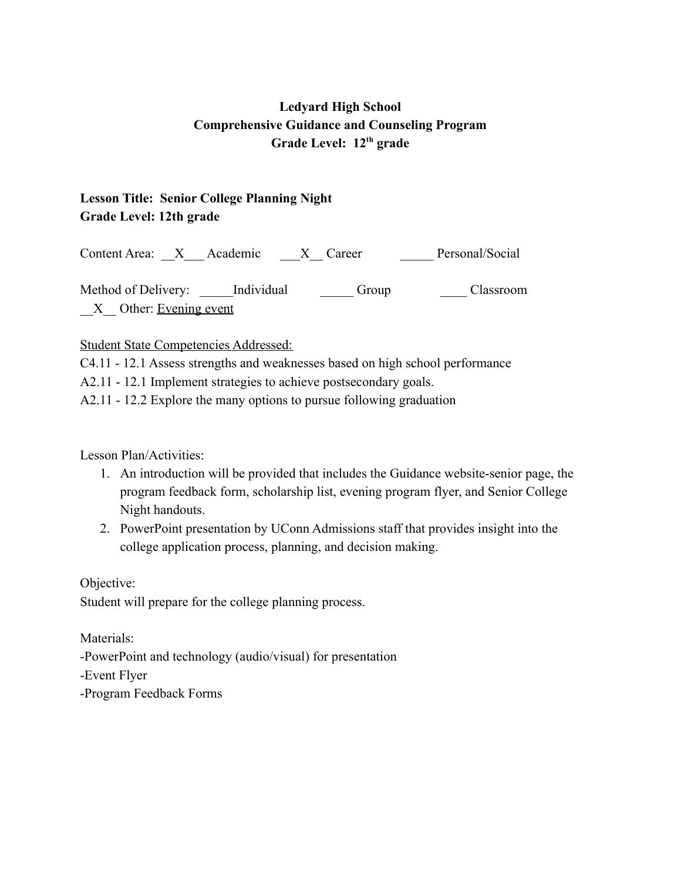**Ledyard High School**
**Comprehensive Guidance and Counseling Program**
**Grade Level: 12th grade**

**Lesson Title: Senior College Planning Night**
**Grade Level: 12th grade**

Content Area: \_\_X\_\_\_ Academic \_\_\_X\_\_ Career \_\_\_\_\_ Personal/Social

Method of Delivery: \_\_\_\_\_Individual \_\_\_\_\_ Group \_\_\_\_ Classroom
\_\_X\_\_ Other: Evening event

Student State Competencies Addressed:

C4.11 - 12.1 Assess strengths and weaknesses based on high school performance
A2.11 - 12.1 Implement strategies to achieve postsecondary goals.
A2.11 - 12.2 Explore the many options to pursue following graduation

Lesson Plan/Activities:

1. An introduction will be provided that includes the Guidance website-senior page, the program feedback form, scholarship list, evening program flyer, and Senior College Night handouts.
2. PowerPoint presentation by UConn Admissions staff that provides insight into the college application process, planning, and decision making.

Objective:
Student will prepare for the college planning process.

Materials:
-PowerPoint and technology (audio/visual) for presentation
-Event Flyer
-Program Feedback Forms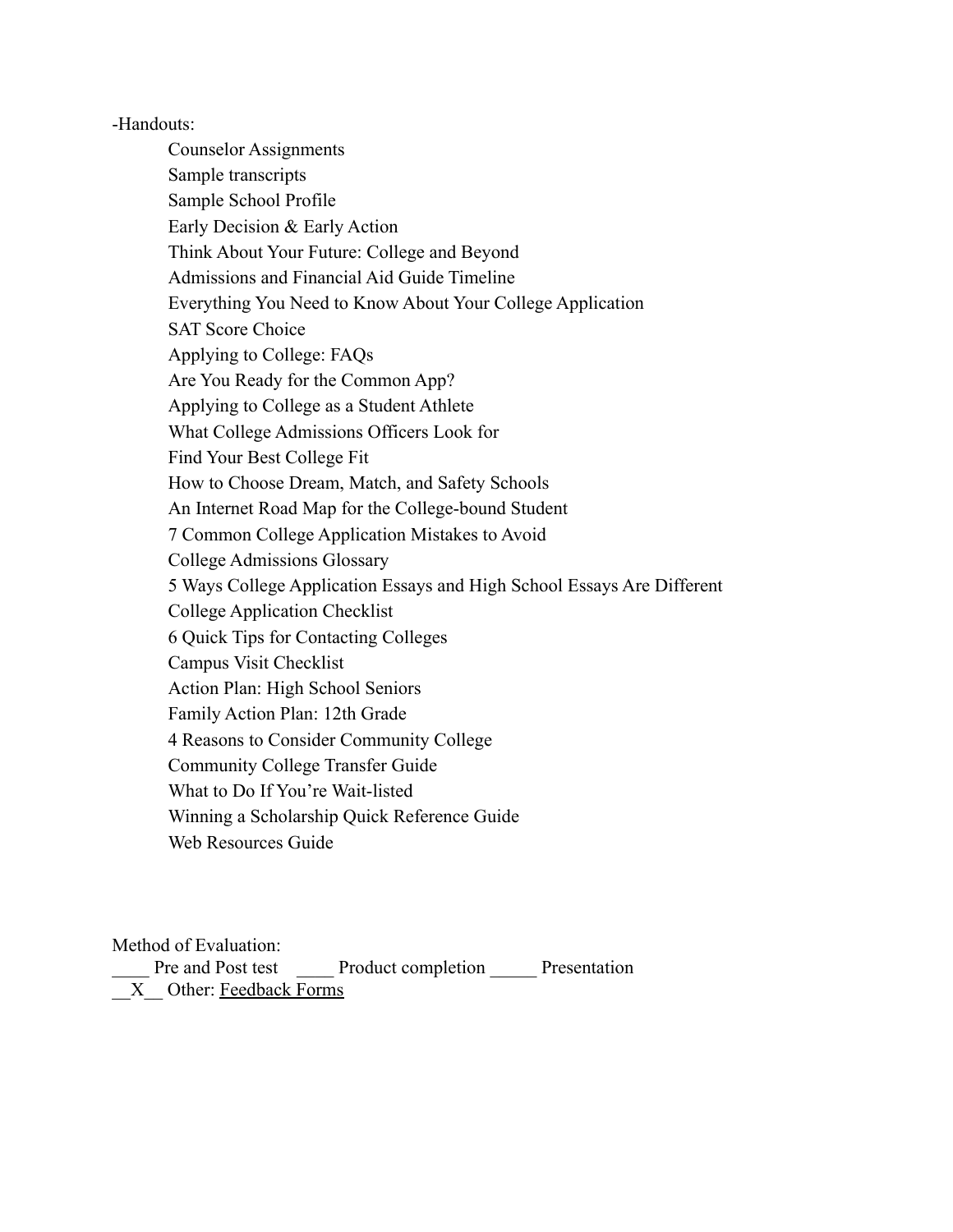-Handouts:

- Counselor Assignments
- Sample transcripts
- Sample School Profile
- Early Decision & Early Action
- Think About Your Future: College and Beyond
- Admissions and Financial Aid Guide Timeline
- Everything You Need to Know About Your College Application
- SAT Score Choice
- Applying to College: FAQs
- Are You Ready for the Common App?
- Applying to College as a Student Athlete
- What College Admissions Officers Look for
- Find Your Best College Fit
- How to Choose Dream, Match, and Safety Schools
- An Internet Road Map for the College-bound Student
- 7 Common College Application Mistakes to Avoid
- College Admissions Glossary
- 5 Ways College Application Essays and High School Essays Are Different
- College Application Checklist
- 6 Quick Tips for Contacting Colleges
- Campus Visit Checklist
- Action Plan: High School Seniors
- Family Action Plan: 12th Grade
- 4 Reasons to Consider Community College
- Community College Transfer Guide
- What to Do If You're Wait-listed
- Winning a Scholarship Quick Reference Guide
- Web Resources Guide

Method of Evaluation:
____ Pre and Post test ____ Product completion _____ Presentation
__X__ Other: Feedback Forms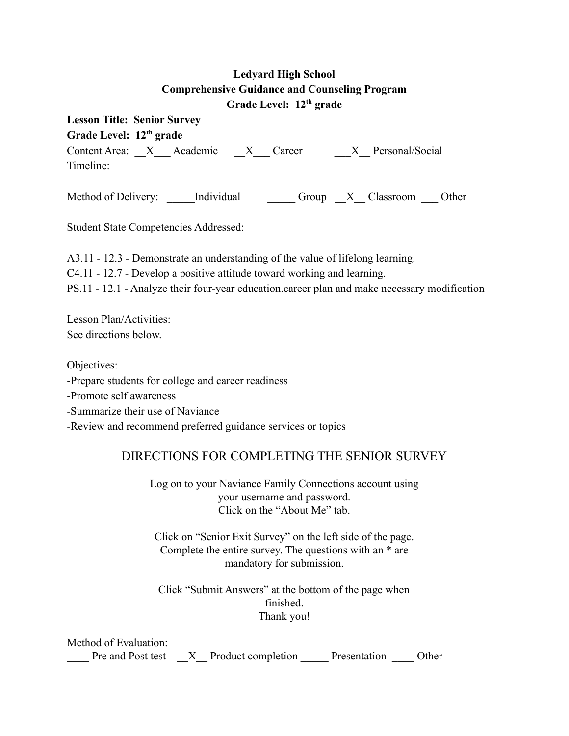**Ledyard High School**
**Comprehensive Guidance and Counseling Program**
**Grade Level: 12th grade**

**Lesson Title: Senior Survey**
**Grade Level: 12th grade**
Content Area: __X___ Academic __X___ Career ___X__ Personal/Social
Timeline:

Method of Delivery: _____Individual _____ Group __X__ Classroom ___ Other

Student State Competencies Addressed:

A3.11 - 12.3 - Demonstrate an understanding of the value of lifelong learning.
C4.11 - 12.7 - Develop a positive attitude toward working and learning.
PS.11 - 12.1 - Analyze their four-year education.career plan and make necessary modification

Lesson Plan/Activities:
See directions below.

Objectives:
-Prepare students for college and career readiness
-Promote self awareness
-Summarize their use of Naviance
-Review and recommend preferred guidance services or topics

## DIRECTIONS FOR COMPLETING THE SENIOR SURVEY

Log on to your Naviance Family Connections account using your username and password.
Click on the "About Me" tab.

Click on "Senior Exit Survey" on the left side of the page.
Complete the entire survey. The questions with an * are mandatory for submission.

Click "Submit Answers" at the bottom of the page when finished.
Thank you!

Method of Evaluation:
____ Pre and Post test __X__ Product completion _____ Presentation ____ Other